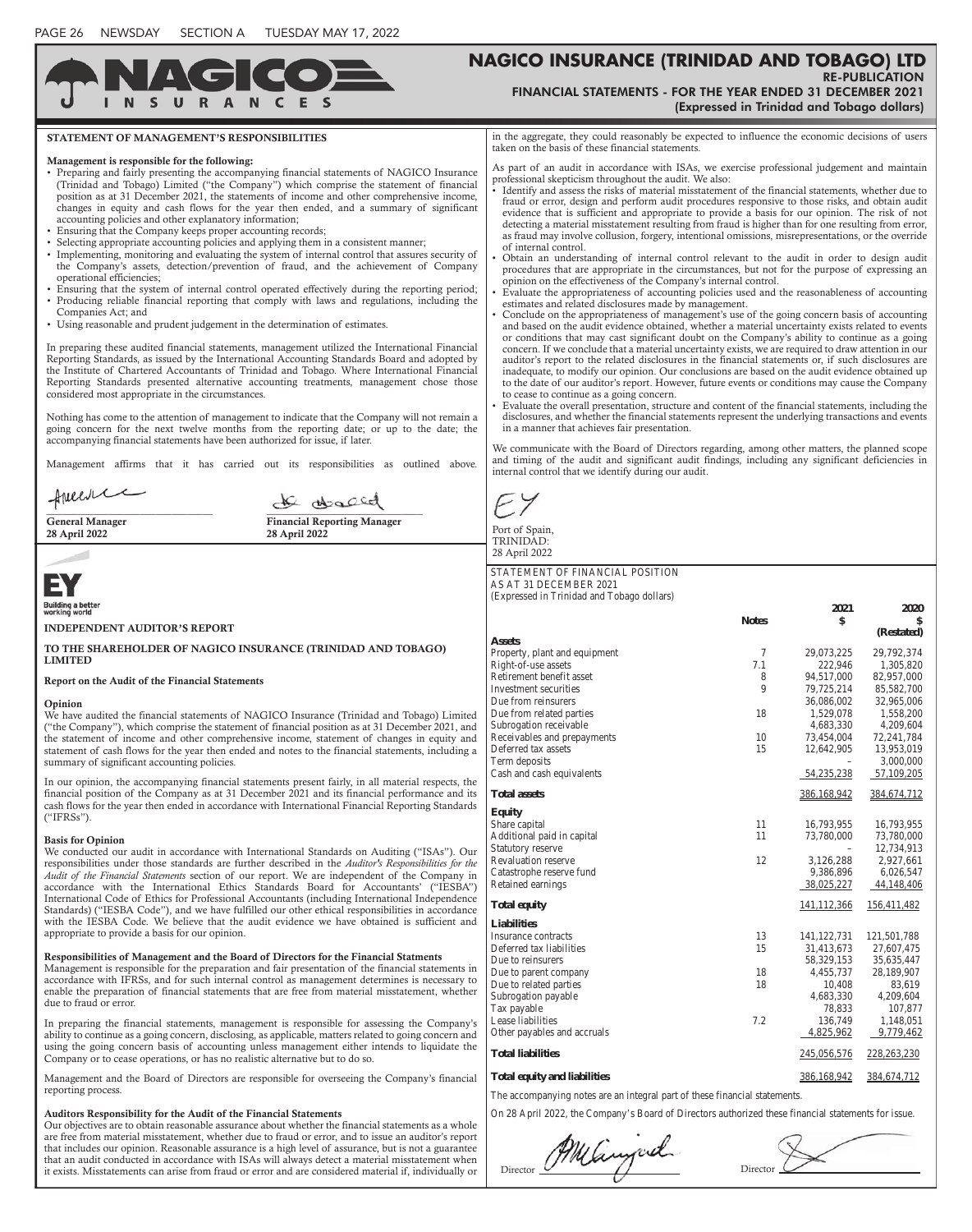# NAGICO INSURANCE (TRINIDAD AND TOBAGO) LTD

**RE-PUBLICATION**

**FINANCIAL STATEMENTS - FOR THE YEAR ENDED 31 DECEMBER 2021**

**(Expressed in Trinidad and Tobago dollars)**

## STATEMENT OF MANAGEMENT'S RESPONSIBILITIES

**Management is responsible for the following:**

- Preparing and fairly presenting the accompanying financial statements of NAGICO Insurance (Trinidad and Tobago) Limited ("the Company") which comprise the statement of financial position as at 31 December 2021, the statements of income and other comprehensive income, changes in equity and cash flows for the year then ended, and a summary of significant accounting policies and other explanatory information;
- Ensuring that the Company keeps proper accounting records;
- Selecting appropriate accounting policies and applying them in a consistent manner;
- Implementing, monitoring and evaluating the system of internal control that assures security of the Company's assets, detection/prevention of fraud, and the achievement of Company operational efficiencies;
- Ensuring that the system of internal control operated effectively during the reporting period;
- Producing reliable financial reporting that comply with laws and regulations, including the Companies Act; and
- Using reasonable and prudent judgement in the determination of estimates.

In preparing these audited financial statements, management utilized the International Financial Reporting Standards, as issued by the International Accounting Standards Board and adopted by the Institute of Chartered Accountants of Trinidad and Tobago. Where International Financial Reporting Standards presented alternative accounting treatments, management chose those considered most appropriate in the circumstances.

Nothing has come to the attention of management to indicate that the Company will not remain a going concern for the next twelve months from the reporting date; or up to the date; the accompanying financial statements have been authorized for issue, if later.

Management affirms that it has carried out its responsibilities as outlined above.

**General Manager**
**28 April 2022**

**Financial Reporting Manager**
**28 April 2022**

## INDEPENDENT AUDITOR'S REPORT

**TO THE SHAREHOLDER OF NAGICO INSURANCE (TRINIDAD AND TOBAGO) LIMITED**

**Report on the Audit of the Financial Statements**

**Opinion**

We have audited the financial statements of NAGICO Insurance (Trinidad and Tobago) Limited ("the Company"), which comprise the statement of financial position as at 31 December 2021, and the statement of income and other comprehensive income, statement of changes in equity and statement of cash flows for the year then ended and notes to the financial statements, including a summary of significant accounting policies.

In our opinion, the accompanying financial statements present fairly, in all material respects, the financial position of the Company as at 31 December 2021 and its financial performance and its cash flows for the year then ended in accordance with International Financial Reporting Standards ("IFRSs").

**Basis for Opinion**

We conducted our audit in accordance with International Standards on Auditing ("ISAs"). Our responsibilities under those standards are further described in the *Auditor's Responsibilities for the Audit of the Financial Statements* section of our report. We are independent of the Company in accordance with the International Ethics Standards Board for Accountants' ("IESBA") International Code of Ethics for Professional Accountants (including International Independence Standards) ("IESBA Code"), and we have fulfilled our other ethical responsibilities in accordance with the IESBA Code. We believe that the audit evidence we have obtained is sufficient and appropriate to provide a basis for our opinion.

**Responsibilities of Management and the Board of Directors for the Financial Statments**

Management is responsible for the preparation and fair presentation of the financial statements in accordance with IFRSs, and for such internal control as management determines is necessary to enable the preparation of financial statements that are free from material misstatement, whether due to fraud or error.

In preparing the financial statements, management is responsible for assessing the Company's ability to continue as a going concern, disclosing, as applicable, matters related to going concern and using the going concern basis of accounting unless management either intends to liquidate the Company or to cease operations, or has no realistic alternative but to do so.

Management and the Board of Directors are responsible for overseeing the Company's financial reporting process.

**Auditors Responsibility for the Audit of the Financial Statements**

Our objectives are to obtain reasonable assurance about whether the financial statements as a whole are free from material misstatement, whether due to fraud or error, and to issue an auditor's report that includes our opinion. Reasonable assurance is a high level of assurance, but is not a guarantee that an audit conducted in accordance with ISAs will always detect a material misstatement when it exists. Misstatements can arise from fraud or error and are considered material if, individually or in the aggregate, they could reasonably be expected to influence the economic decisions of users taken on the basis of these financial statements.

As part of an audit in accordance with ISAs, we exercise professional judgement and maintain professional skepticism throughout the audit. We also:

- Identify and assess the risks of material misstatement of the financial statements, whether due to fraud or error, design and perform audit procedures responsive to those risks, and obtain audit evidence that is sufficient and appropriate to provide a basis for our opinion. The risk of not detecting a material misstatement resulting from fraud is higher than for one resulting from error, as fraud may involve collusion, forgery, intentional omissions, misrepresentations, or the override of internal control.
- Obtain an understanding of internal control relevant to the audit in order to design audit procedures that are appropriate in the circumstances, but not for the purpose of expressing an opinion on the effectiveness of the Company's internal control.
- Evaluate the appropriateness of accounting policies used and the reasonableness of accounting estimates and related disclosures made by management.
- Conclude on the appropriateness of management's use of the going concern basis of accounting and based on the audit evidence obtained, whether a material uncertainty exists related to events or conditions that may cast significant doubt on the Company's ability to continue as a going concern. If we conclude that a material uncertainty exists, we are required to draw attention in our auditor's report to the related disclosures in the financial statements or, if such disclosures are inadequate, to modify our opinion. Our conclusions are based on the audit evidence obtained up to the date of our auditor's report. However, future events or conditions may cause the Company to cease to continue as a going concern.
- Evaluate the overall presentation, structure and content of the financial statements, including the disclosures, and whether the financial statements represent the underlying transactions and events in a manner that achieves fair presentation.

We communicate with the Board of Directors regarding, among other matters, the planned scope and timing of the audit and significant audit findings, including any significant deficiencies in internal control that we identify during our audit.

EY

Port of Spain,
TRINIDAD:
28 April 2022

## STATEMENT OF FINANCIAL POSITION
## AS AT 31 DECEMBER 2021
(Expressed in Trinidad and Tobago dollars)

| | Notes | 2021 $ | 2020 $ (Restated) |
|---|---|---|---|
| **Assets** | | | |
| Property, plant and equipment | 7 | 29,073,225 | 29,792,374 |
| Right-of-use assets | 7.1 | 222,946 | 1,305,820 |
| Retirement benefit asset | 8 | 94,517,000 | 82,957,000 |
| Investment securities | 9 | 79,725,214 | 85,582,700 |
| Due from reinsurers | | 36,086,002 | 32,965,006 |
| Due from related parties | 18 | 1,529,078 | 1,558,200 |
| Subrogation receivable | | 4,683,330 | 4,209,604 |
| Receivables and prepayments | 10 | 73,454,004 | 72,241,784 |
| Deferred tax assets | 15 | 12,642,905 | 13,953,019 |
| Term deposits | | – | 3,000,000 |
| Cash and cash equivalents | | 54,235,238 | 57,109,205 |
| **Total assets** | | 386,168,942 | 384,674,712 |
| **Equity** | | | |
| Share capital | 11 | 16,793,955 | 16,793,955 |
| Additional paid in capital | 11 | 73,780,000 | 73,780,000 |
| Statutory reserve | | – | 12,734,913 |
| Revaluation reserve | 12 | 3,126,288 | 2,927,661 |
| Catastrophe reserve fund | | 9,386,896 | 6,026,547 |
| Retained earnings | | 38,025,227 | 44,148,406 |
| **Total equity** | | 141,112,366 | 156,411,482 |
| **Liabilities** | | | |
| Insurance contracts | 13 | 141,122,731 | 121,501,788 |
| Deferred tax liabilities | 15 | 31,413,673 | 27,607,475 |
| Due to reinsurers | | 58,329,153 | 35,635,447 |
| Due to parent company | 18 | 4,455,737 | 28,189,907 |
| Due to related parties | 18 | 10,408 | 83,619 |
| Subrogation payable | | 4,683,330 | 4,209,604 |
| Tax payable | | 78,833 | 107,877 |
| Lease liabilities | 7.2 | 136,749 | 1,148,051 |
| Other payables and accruals | | 4,825,962 | 9,779,462 |
| **Total liabilities** | | 245,056,576 | 228,263,230 |
| **Total equity and liabilities** | | 386,168,942 | 384,674,712 |

The accompanying notes are an integral part of these financial statements.

On 28 April 2022, the Company's Board of Directors authorized these financial statements for issue.

Director

Director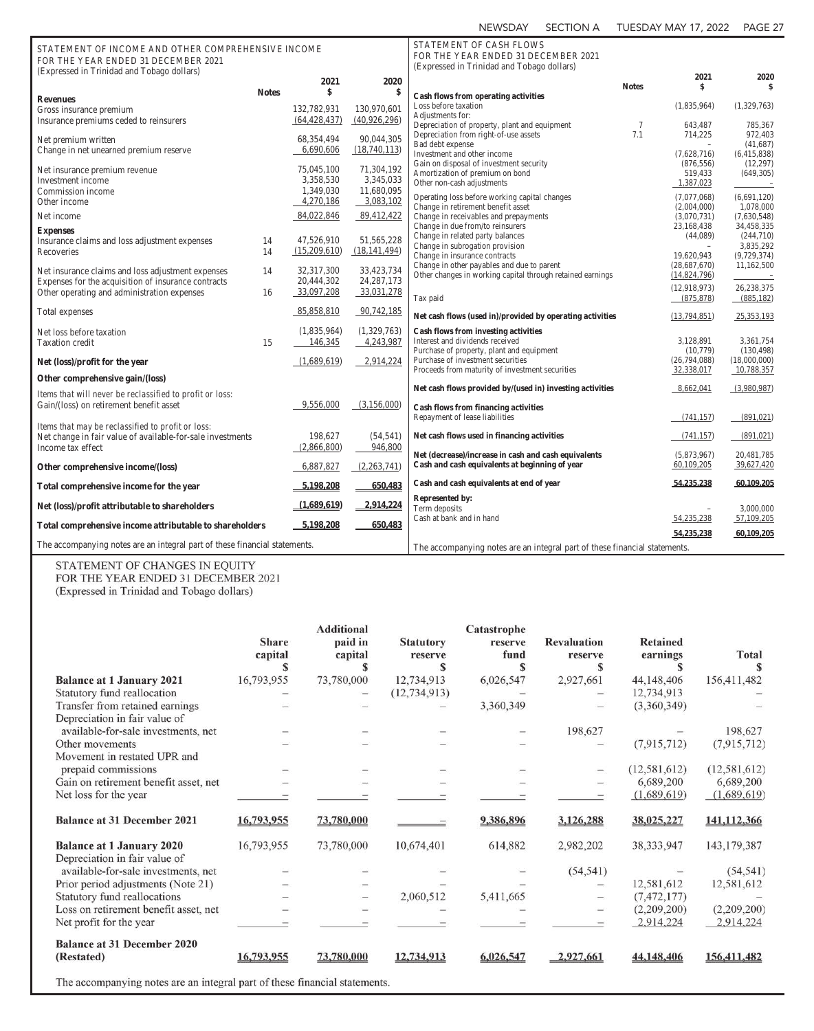## STATEMENT OF INCOME AND OTHER COMPREHENSIVE INCOME
FOR THE YEAR ENDED 31 DECEMBER 2021
(Expressed in Trinidad and Tobago dollars)

| | Notes | 2021 $ | 2020 $ |
|---|---|---|---|
| **Revenues** | | | |
| Gross insurance premium | | 132,782,931 | 130,970,601 |
| Insurance premiums ceded to reinsurers | | (64,428,437) | (40,926,296) |
| Net premium written | | 68,354,494 | 90,044,305 |
| Change in net unearned premium reserve | | 6,690,606 | (18,740,113) |
| Net insurance premium revenue | | 75,045,100 | 71,304,192 |
| Investment income | | 3,358,530 | 3,345,033 |
| Commission income | | 1,349,030 | 11,680,095 |
| Other income | | 4,270,186 | 3,083,102 |
| Net income | | 84,022,846 | 89,412,422 |
| **Expenses** | | | |
| Insurance claims and loss adjustment expenses | 14 | 47,526,910 | 51,565,228 |
| Recoveries | 14 | (15,209,610) | (18,141,494) |
| Net insurance claims and loss adjustment expenses | 14 | 32,317,300 | 33,423,734 |
| Expenses for the acquisition of insurance contracts | | 20,444,302 | 24,287,173 |
| Other operating and administration expenses | 16 | 33,097,208 | 33,031,278 |
| Total expenses | | 85,858,810 | 90,742,185 |
| Net loss before taxation | | (1,835,964) | (1,329,763) |
| Taxation credit | 15 | 146,345 | 4,243,987 |
| **Net (loss)/profit for the year** | | (1,689,619) | 2,914,224 |
| **Other comprehensive gain/(loss)** | | | |
| Items that will never be reclassified to profit or loss: | | | |
| Gain/(loss) on retirement benefit asset | | 9,556,000 | (3,156,000) |
| Items that may be reclassified to profit or loss: | | | |
| Net change in fair value of available-for-sale investments | | 198,627 | (54,541) |
| Income tax effect | | (2,866,800) | 946,800 |
| **Other comprehensive income/(loss)** | | 6,887,827 | (2,263,741) |
| **Total comprehensive income for the year** | | **5,198,208** | **650,483** |
| **Net (loss)/profit attributable to shareholders** | | **(1,689,619)** | **2,914,224** |
| **Total comprehensive income attributable to shareholders** | | **5,198,208** | **650,483** |

The accompanying notes are an integral part of these financial statements.

## STATEMENT OF CASH FLOWS
FOR THE YEAR ENDED 31 DECEMBER 2021
(Expressed in Trinidad and Tobago dollars)

| | Notes | 2021 $ | 2020 $ |
|---|---|---|---|
| **Cash flows from operating activities** | | | |
| Loss before taxation | | (1,835,964) | (1,329,763) |
| Adjustments for: | | | |
| Depreciation of property, plant and equipment | 7 | 643,487 | 785,367 |
| Depreciation from right-of-use assets | 7.1 | 714,225 | 972,403 |
| Bad debt expense | | – | (41,687) |
| Investment and other income | | (7,628,716) | (6,415,838) |
| Gain on disposal of investment security | | (876,556) | (12,297) |
| Amortization of premium on bond | | 519,433 | (649,305) |
| Other non-cash adjustments | | 1,387,023 | – |
| Operating loss before working capital changes | | (7,077,068) | (6,691,120) |
| Change in retirement benefit asset | | (2,004,000) | 1,078,000 |
| Change in receivables and prepayments | | (3,070,731) | (7,630,548) |
| Change in due from/to reinsurers | | 23,168,438 | 34,458,335 |
| Change in related party balances | | (44,089) | (244,710) |
| Change in subrogation provision | | – | 3,835,292 |
| Change in insurance contracts | | 19,620,943 | (9,729,374) |
| Change in other payables and due to parent | | (28,687,670) | 11,162,500 |
| Other changes in working capital through retained earnings | | (14,824,796) | – |
| | | (12,918,973) | 26,238,375 |
| Tax paid | | (875,878) | (885,182) |
| **Net cash flows (used in)/provided by operating activities** | | (13,794,851) | 25,353,193 |
| **Cash flows from investing activities** | | | |
| Interest and dividends received | | 3,128,891 | 3,361,754 |
| Purchase of property, plant and equipment | | (10,779) | (130,498) |
| Purchase of investment securities | | (26,794,088) | (18,000,000) |
| Proceeds from maturity of investment securities | | 32,338,017 | 10,788,357 |
| **Net cash flows provided by/(used in) investing activities** | | 8,662,041 | (3,980,987) |
| **Cash flows from financing activities** | | | |
| Repayment of lease liabilities | | (741,157) | (891,021) |
| **Net cash flows used in financing activities** | | (741,157) | (891,021) |
| **Net (decrease)/increase in cash and cash equivalents** | | (5,873,967) | 20,481,785 |
| **Cash and cash equivalents at beginning of year** | | 60,109,205 | 39,627,420 |
| **Cash and cash equivalents at end of year** | | 54,235,238 | 60,109,205 |
| **Represented by:** | | | |
| Term deposits | | – | 3,000,000 |
| Cash at bank and in hand | | 54,235,238 | 57,109,205 |
| | | 54,235,238 | 60,109,205 |

The accompanying notes are an integral part of these financial statements.

## STATEMENT OF CHANGES IN EQUITY
FOR THE YEAR ENDED 31 DECEMBER 2021
(Expressed in Trinidad and Tobago dollars)

| | Share capital $ | Additional paid in capital $ | Statutory reserve $ | Catastrophe reserve fund $ | Revaluation reserve $ | Retained earnings $ | Total $ |
|---|---|---|---|---|---|---|---|
| **Balance at 1 January 2021** | 16,793,955 | 73,780,000 | 12,734,913 | 6,026,547 | 2,927,661 | 44,148,406 | 156,411,482 |
| Statutory fund reallocation | – | – | (12,734,913) | – | – | 12,734,913 | – |
| Transfer from retained earnings | – | – | – | 3,360,349 | – | (3,360,349) | – |
| Depreciation in fair value of available-for-sale investments, net | – | – | – | – | 198,627 | – | 198,627 |
| Other movements | – | – | – | – | – | (7,915,712) | (7,915,712) |
| Movement in restated UPR and prepaid commissions | – | – | – | – | – | (12,581,612) | (12,581,612) |
| Gain on retirement benefit asset, net | – | – | – | – | – | 6,689,200 | 6,689,200 |
| Net loss for the year | – | – | – | – | – | (1,689,619) | (1,689,619) |
| **Balance at 31 December 2021** | **16,793,955** | **73,780,000** | **–** | **9,386,896** | **3,126,288** | **38,025,227** | **141,112,366** |
| **Balance at 1 January 2020** | 16,793,955 | 73,780,000 | 10,674,401 | 614,882 | 2,982,202 | 38,333,947 | 143,179,387 |
| Depreciation in fair value of available-for-sale investments, net | – | – | – | – | (54,541) | – | (54,541) |
| Prior period adjustments (Note 21) | – | – | – | – | – | 12,581,612 | 12,581,612 |
| Statutory fund reallocations | – | – | 2,060,512 | 5,411,665 | – | (7,472,177) | – |
| Loss on retirement benefit asset, net | – | – | – | – | – | (2,209,200) | (2,209,200) |
| Net profit for the year | – | – | – | – | – | 2,914,224 | 2,914,224 |
| **Balance at 31 December 2020 (Restated)** | **16,793,955** | **73,780,000** | **12,734,913** | **6,026,547** | **2,927,661** | **44,148,406** | **156,411,482** |

The accompanying notes are an integral part of these financial statements.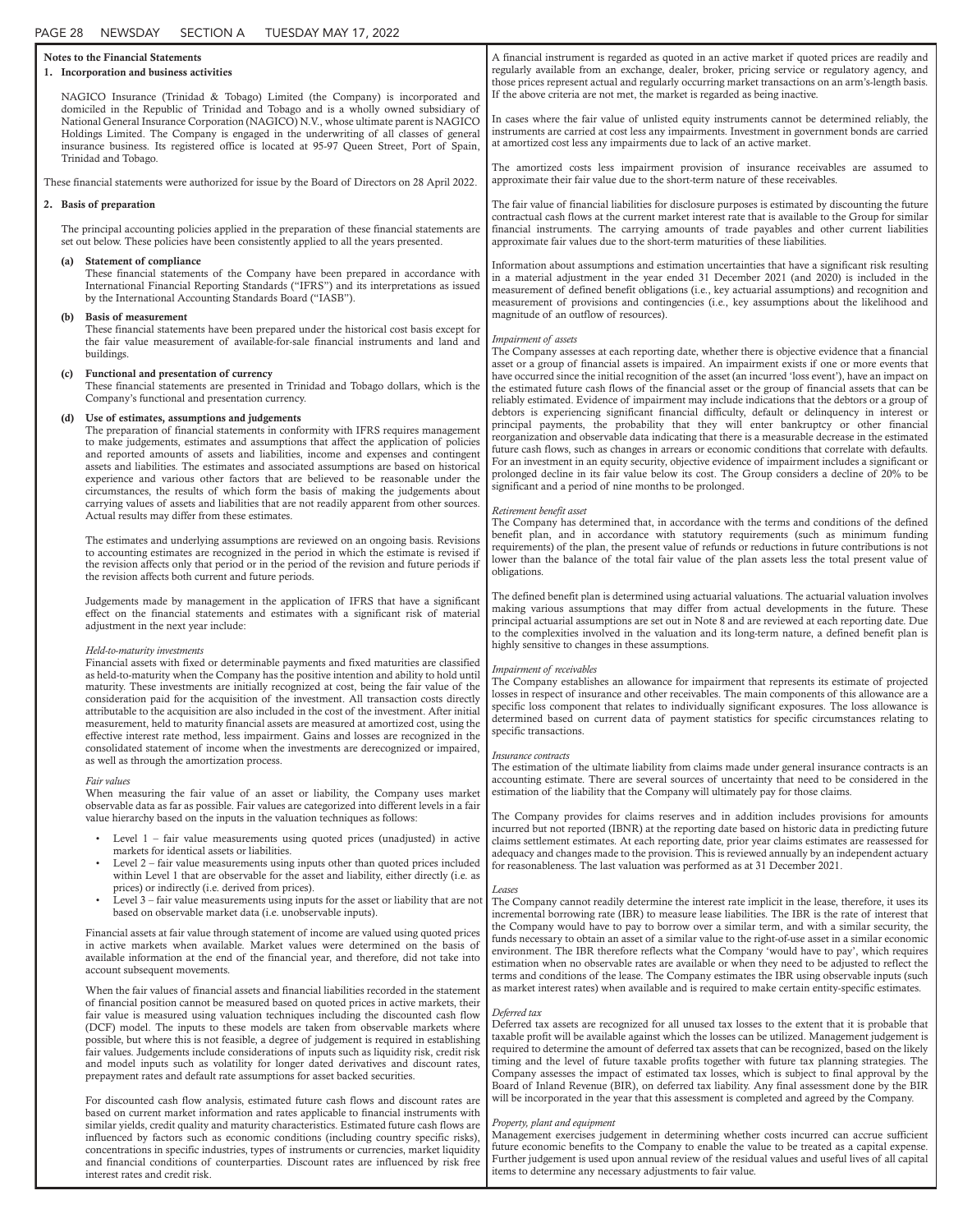## Notes to the Financial Statements

### 1. Incorporation and business activities

NAGICO Insurance (Trinidad & Tobago) Limited (the Company) is incorporated and domiciled in the Republic of Trinidad and Tobago and is a wholly owned subsidiary of National General Insurance Corporation (NAGICO) N.V., whose ultimate parent is NAGICO Holdings Limited. The Company is engaged in the underwriting of all classes of general insurance business. Its registered office is located at 95-97 Queen Street, Port of Spain, Trinidad and Tobago.

These financial statements were authorized for issue by the Board of Directors on 28 April 2022.

### 2. Basis of preparation

The principal accounting policies applied in the preparation of these financial statements are set out below. These policies have been consistently applied to all the years presented.

**(a) Statement of compliance**
These financial statements of the Company have been prepared in accordance with International Financial Reporting Standards ("IFRS") and its interpretations as issued by the International Accounting Standards Board ("IASB").

**(b) Basis of measurement**
These financial statements have been prepared under the historical cost basis except for the fair value measurement of available-for-sale financial instruments and land and buildings.

**(c) Functional and presentation of currency**
These financial statements are presented in Trinidad and Tobago dollars, which is the Company's functional and presentation currency.

**(d) Use of estimates, assumptions and judgements**
The preparation of financial statements in conformity with IFRS requires management to make judgements, estimates and assumptions that affect the application of policies and reported amounts of assets and liabilities, income and expenses and contingent assets and liabilities. The estimates and associated assumptions are based on historical experience and various other factors that are believed to be reasonable under the circumstances, the results of which form the basis of making the judgements about carrying values of assets and liabilities that are not readily apparent from other sources. Actual results may differ from these estimates.

The estimates and underlying assumptions are reviewed on an ongoing basis. Revisions to accounting estimates are recognized in the period in which the estimate is revised if the revision affects only that period or in the period of the revision and future periods if the revision affects both current and future periods.

Judgements made by management in the application of IFRS that have a significant effect on the financial statements and estimates with a significant risk of material adjustment in the next year include:

*Held-to-maturity investments*
Financial assets with fixed or determinable payments and fixed maturities are classified as held-to-maturity when the Company has the positive intention and ability to hold until maturity. These investments are initially recognized at cost, being the fair value of the consideration paid for the acquisition of the investment. All transaction costs directly attributable to the acquisition are also included in the cost of the investment. After initial measurement, held to maturity financial assets are measured at amortized cost, using the effective interest rate method, less impairment. Gains and losses are recognized in the consolidated statement of income when the investments are derecognized or impaired, as well as through the amortization process.

*Fair values*
When measuring the fair value of an asset or liability, the Company uses market observable data as far as possible. Fair values are categorized into different levels in a fair value hierarchy based on the inputs in the valuation techniques as follows:

- Level 1 – fair value measurements using quoted prices (unadjusted) in active markets for identical assets or liabilities.
- Level 2 – fair value measurements using inputs other than quoted prices included within Level 1 that are observable for the asset and liability, either directly (i.e. as prices) or indirectly (i.e. derived from prices).
- Level 3 – fair value measurements using inputs for the asset or liability that are not based on observable market data (i.e. unobservable inputs).

Financial assets at fair value through statement of income are valued using quoted prices in active markets when available. Market values were determined on the basis of available information at the end of the financial year, and therefore, did not take into account subsequent movements.

When the fair values of financial assets and financial liabilities recorded in the statement of financial position cannot be measured based on quoted prices in active markets, their fair value is measured using valuation techniques including the discounted cash flow (DCF) model. The inputs to these models are taken from observable markets where possible, but where this is not feasible, a degree of judgement is required in establishing fair values. Judgements include considerations of inputs such as liquidity risk, credit risk and model inputs such as volatility for longer dated derivatives and discount rates, prepayment rates and default rate assumptions for asset backed securities.

For discounted cash flow analysis, estimated future cash flows and discount rates are based on current market information and rates applicable to financial instruments with similar yields, credit quality and maturity characteristics. Estimated future cash flows are influenced by factors such as economic conditions (including country specific risks), concentrations in specific industries, types of instruments or currencies, market liquidity and financial conditions of counterparties. Discount rates are influenced by risk free interest rates and credit risk.

A financial instrument is regarded as quoted in an active market if quoted prices are readily and regularly available from an exchange, dealer, broker, pricing service or regulatory agency, and those prices represent actual and regularly occurring market transactions on an arm's-length basis. If the above criteria are not met, the market is regarded as being inactive.

In cases where the fair value of unlisted equity instruments cannot be determined reliably, the instruments are carried at cost less any impairments. Investment in government bonds are carried at amortized cost less any impairments due to lack of an active market.

The amortized costs less impairment provision of insurance receivables are assumed to approximate their fair value due to the short-term nature of these receivables.

The fair value of financial liabilities for disclosure purposes is estimated by discounting the future contractual cash flows at the current market interest rate that is available to the Group for similar financial instruments. The carrying amounts of trade payables and other current liabilities approximate fair values due to the short-term maturities of these liabilities.

Information about assumptions and estimation uncertainties that have a significant risk resulting in a material adjustment in the year ended 31 December 2021 (and 2020) is included in the measurement of defined benefit obligations (i.e., key actuarial assumptions) and recognition and measurement of provisions and contingencies (i.e., key assumptions about the likelihood and magnitude of an outflow of resources).

*Impairment of assets*
The Company assesses at each reporting date, whether there is objective evidence that a financial asset or a group of financial assets is impaired. An impairment exists if one or more events that have occurred since the initial recognition of the asset (an incurred 'loss event'), have an impact on the estimated future cash flows of the financial asset or the group of financial assets that can be reliably estimated. Evidence of impairment may include indications that the debtors or a group of debtors is experiencing significant financial difficulty, default or delinquency in interest or principal payments, the probability that they will enter bankruptcy or other financial reorganization and observable data indicating that there is a measurable decrease in the estimated future cash flows, such as changes in arrears or economic conditions that correlate with defaults. For an investment in an equity security, objective evidence of impairment includes a significant or prolonged decline in its fair value below its cost. The Group considers a decline of 20% to be significant and a period of nine months to be prolonged.

*Retirement benefit asset*
The Company has determined that, in accordance with the terms and conditions of the defined benefit plan, and in accordance with statutory requirements (such as minimum funding requirements) of the plan, the present value of refunds or reductions in future contributions is not lower than the balance of the total fair value of the plan assets less the total present value of obligations.

The defined benefit plan is determined using actuarial valuations. The actuarial valuation involves making various assumptions that may differ from actual developments in the future. These principal actuarial assumptions are set out in Note 8 and are reviewed at each reporting date. Due to the complexities involved in the valuation and its long-term nature, a defined benefit plan is highly sensitive to changes in these assumptions.

*Impairment of receivables*
The Company establishes an allowance for impairment that represents its estimate of projected losses in respect of insurance and other receivables. The main components of this allowance are a specific loss component that relates to individually significant exposures. The loss allowance is determined based on current data of payment statistics for specific circumstances relating to specific transactions.

*Insurance contracts*
The estimation of the ultimate liability from claims made under general insurance contracts is an accounting estimate. There are several sources of uncertainty that need to be considered in the estimation of the liability that the Company will ultimately pay for those claims.

The Company provides for claims reserves and in addition includes provisions for amounts incurred but not reported (IBNR) at the reporting date based on historic data in predicting future claims settlement estimates. At each reporting date, prior year claims estimates are reassessed for adequacy and changes made to the provision. This is reviewed annually by an independent actuary for reasonableness. The last valuation was performed as at 31 December 2021.

*Leases*
The Company cannot readily determine the interest rate implicit in the lease, therefore, it uses its incremental borrowing rate (IBR) to measure lease liabilities. The IBR is the rate of interest that the Company would have to pay to borrow over a similar term, and with a similar security, the funds necessary to obtain an asset of a similar value to the right-of-use asset in a similar economic environment. The IBR therefore reflects what the Company 'would have to pay', which requires estimation when no observable rates are available or when they need to be adjusted to reflect the terms and conditions of the lease. The Company estimates the IBR using observable inputs (such as market interest rates) when available and is required to make certain entity-specific estimates.

*Deferred tax*
Deferred tax assets are recognized for all unused tax losses to the extent that it is probable that taxable profit will be available against which the losses can be utilized. Management judgement is required to determine the amount of deferred tax assets that can be recognized, based on the likely timing and the level of future taxable profits together with future tax planning strategies. The Company assesses the impact of estimated tax losses, which is subject to final approval by the Board of Inland Revenue (BIR), on deferred tax liability. Any final assessment done by the BIR will be incorporated in the year that this assessment is completed and agreed by the Company.

*Property, plant and equipment*
Management exercises judgement in determining whether costs incurred can accrue sufficient future economic benefits to the Company to enable the value to be treated as a capital expense. Further judgement is used upon annual review of the residual values and useful lives of all capital items to determine any necessary adjustments to fair value.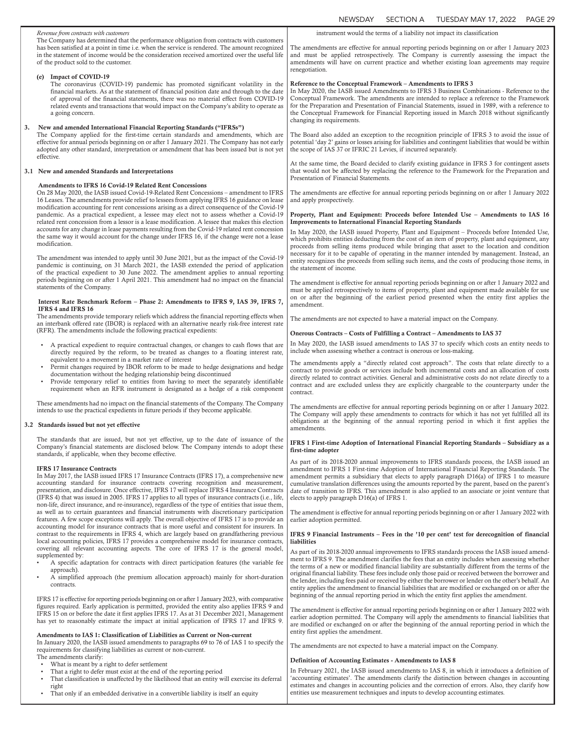*Revenue from contracts with customers*

The Company has determined that the performance obligation from contracts with customers has been satisfied at a point in time i.e. when the service is rendered. The amount recognized in the statement of income would be the consideration received amortized over the useful life of the product sold to the customer.

**(e) Impact of COVID-19**

The coronavirus (COVID-19) pandemic has promoted significant volatility in the financial markets. As at the statement of financial position date and through to the date of approval of the financial statements, there was no material effect from COVID-19 related events and transactions that would impact on the Company's ability to operate as a going concern.

## 3. New and amended International Financial Reporting Standards ("IFRSs")

The Company applied for the first-time certain standards and amendments, which are effective for annual periods beginning on or after 1 January 2021. The Company has not early adopted any other standard, interpretation or amendment that has been issued but is not yet effective.

### 3.1 New and amended Standards and Interpretations

**Amendments to IFRS 16 Covid-19 Related Rent Concessions**

On 28 May 2020, the IASB issued Covid-19-Related Rent Concessions – amendment to IFRS 16 Leases. The amendments provide relief to lessees from applying IFRS 16 guidance on lease modification accounting for rent concessions arising as a direct consequence of the Covid-19 pandemic. As a practical expedient, a lessee may elect not to assess whether a Covid-19 related rent concession from a lessor is a lease modification. A lessee that makes this election accounts for any change in lease payments resulting from the Covid-19 related rent concession the same way it would account for the change under IFRS 16, if the change were not a lease modification.

The amendment was intended to apply until 30 June 2021, but as the impact of the Covid-19 pandemic is continuing, on 31 March 2021, the IASB extended the period of application of the practical expedient to 30 June 2022. The amendment applies to annual reporting periods beginning on or after 1 April 2021. This amendment had no impact on the financial statements of the Company.

**Interest Rate Benchmark Reform – Phase 2: Amendments to IFRS 9, IAS 39, IFRS 7, IFRS 4 and IFRS 16**

The amendments provide temporary reliefs which address the financial reporting effects when an interbank offered rate (IBOR) is replaced with an alternative nearly risk-free interest rate (RFR). The amendments include the following practical expedients:

- A practical expedient to require contractual changes, or changes to cash flows that are directly required by the reform, to be treated as changes to a floating interest rate, equivalent to a movement in a market rate of interest
- Permit changes required by IBOR reform to be made to hedge designations and hedge documentation without the hedging relationship being discontinued
- Provide temporary relief to entities from having to meet the separately identifiable requirement when an RFR instrument is designated as a hedge of a risk component

These amendments had no impact on the financial statements of the Company. The Company intends to use the practical expedients in future periods if they become applicable.

### 3.2 Standards issued but not yet effective

The standards that are issued, but not yet effective, up to the date of issuance of the Company's financial statements are disclosed below. The Company intends to adopt these standards, if applicable, when they become effective.

**IFRS 17 Insurance Contracts**

In May 2017, the IASB issued IFRS 17 Insurance Contracts (IFRS 17), a comprehensive new accounting standard for insurance contracts covering recognition and measurement, presentation, and disclosure. Once effective, IFRS 17 will replace IFRS 4 Insurance Contracts (IFRS 4) that was issued in 2005. IFRS 17 applies to all types of insurance contracts (i.e., life, non-life, direct insurance, and re-insurance), regardless of the type of entities that issue them, as well as to certain guarantees and financial instruments with discretionary participation features. A few scope exceptions will apply. The overall objective of IFRS 17 is to provide an accounting model for insurance contracts that is more useful and consistent for insurers. In contrast to the requirements in IFRS 4, which are largely based on grandfathering previous local accounting policies, IFRS 17 provides a comprehensive model for insurance contracts, covering all relevant accounting aspects. The core of IFRS 17 is the general model, supplemented by:

- A specific adaptation for contracts with direct participation features (the variable fee approach).
- A simplified approach (the premium allocation approach) mainly for short-duration contracts.

IFRS 17 is effective for reporting periods beginning on or after 1 January 2023, with comparative figures required. Early application is permitted, provided the entity also applies IFRS 9 and IFRS 15 on or before the date it first applies IFRS 17. As at 31 December 2021, Management has yet to reasonably estimate the impact at initial application of IFRS 17 and IFRS 9.

**Amendments to IAS 1: Classification of Liabilities as Current or Non-current**

In January 2020, the IASB issued amendments to paragraphs 69 to 76 of IAS 1 to specify the requirements for classifying liabilities as current or non-current.

The amendments clarify:

- What is meant by a right to defer settlement
- That a right to defer must exist at the end of the reporting period
- That classification is unaffected by the likelihood that an entity will exercise its deferral right
- That only if an embedded derivative in a convertible liability is itself an equity instrument would the terms of a liability not impact its classification

The amendments are effective for annual reporting periods beginning on or after 1 January 2023 and must be applied retrospectively. The Company is currently assessing the impact the amendments will have on current practice and whether existing loan agreements may require renegotiation.

**Reference to the Conceptual Framework – Amendments to IFRS 3**

In May 2020, the IASB issued Amendments to IFRS 3 Business Combinations - Reference to the Conceptual Framework. The amendments are intended to replace a reference to the Framework for the Preparation and Presentation of Financial Statements, issued in 1989, with a reference to the Conceptual Framework for Financial Reporting issued in March 2018 without significantly changing its requirements.

The Board also added an exception to the recognition principle of IFRS 3 to avoid the issue of potential 'day 2' gains or losses arising for liabilities and contingent liabilities that would be within the scope of IAS 37 or IFRIC 21 Levies, if incurred separately.

At the same time, the Board decided to clarify existing guidance in IFRS 3 for contingent assets that would not be affected by replacing the reference to the Framework for the Preparation and Presentation of Financial Statements.

The amendments are effective for annual reporting periods beginning on or after 1 January 2022 and apply prospectively.

**Property, Plant and Equipment: Proceeds before Intended Use – Amendments to IAS 16 Improvements to International Financial Reporting Standards**

In May 2020, the IASB issued Property, Plant and Equipment – Proceeds before Intended Use, which prohibits entities deducting from the cost of an item of property, plant and equipment, any proceeds from selling items produced while bringing that asset to the location and condition necessary for it to be capable of operating in the manner intended by management. Instead, an entity recognizes the proceeds from selling such items, and the costs of producing those items, in the statement of income.

The amendment is effective for annual reporting periods beginning on or after 1 January 2022 and must be applied retrospectively to items of property, plant and equipment made available for use on or after the beginning of the earliest period presented when the entity first applies the amendment.

The amendments are not expected to have a material impact on the Company.

**Onerous Contracts – Costs of Fulfilling a Contract – Amendments to IAS 37**

In May 2020, the IASB issued amendments to IAS 37 to specify which costs an entity needs to include when assessing whether a contract is onerous or loss-making.

The amendments apply a "directly related cost approach". The costs that relate directly to a contract to provide goods or services include both incremental costs and an allocation of costs directly related to contract activities. General and administrative costs do not relate directly to a contract and are excluded unless they are explicitly chargeable to the counterparty under the contract.

The amendments are effective for annual reporting periods beginning on or after 1 January 2022. The Company will apply these amendments to contracts for which it has not yet fulfilled all its obligations at the beginning of the annual reporting period in which it first applies the amendments.

**IFRS 1 First-time Adoption of International Financial Reporting Standards – Subsidiary as a first-time adopter**

As part of its 2018-2020 annual improvements to IFRS standards process, the IASB issued an amendment to IFRS 1 First-time Adoption of International Financial Reporting Standards. The amendment permits a subsidiary that elects to apply paragraph D16(a) of IFRS 1 to measure cumulative translation differences using the amounts reported by the parent, based on the parent's date of transition to IFRS. This amendment is also applied to an associate or joint venture that elects to apply paragraph D16(a) of IFRS 1.

The amendment is effective for annual reporting periods beginning on or after 1 January 2022 with earlier adoption permitted.

**IFRS 9 Financial Instruments – Fees in the '10 per cent' test for derecognition of financial liabilities**

As part of its 2018-2020 annual improvements to IFRS standards process the IASB issued amendment to IFRS 9. The amendment clarifies the fees that an entity includes when assessing whether the terms of a new or modified financial liability are substantially different from the terms of the original financial liability. These fees include only those paid or received between the borrower and the lender, including fees paid or received by either the borrower or lender on the other's behalf. An entity applies the amendment to financial liabilities that are modified or exchanged on or after the beginning of the annual reporting period in which the entity first applies the amendment.

The amendment is effective for annual reporting periods beginning on or after 1 January 2022 with earlier adoption permitted. The Company will apply the amendments to financial liabilities that are modified or exchanged on or after the beginning of the annual reporting period in which the entity first applies the amendment.

The amendments are not expected to have a material impact on the Company.

**Definition of Accounting Estimates - Amendments to IAS 8**

In February 2021, the IASB issued amendments to IAS 8, in which it introduces a definition of 'accounting estimates'. The amendments clarify the distinction between changes in accounting estimates and changes in accounting policies and the correction of errors. Also, they clarify how entities use measurement techniques and inputs to develop accounting estimates.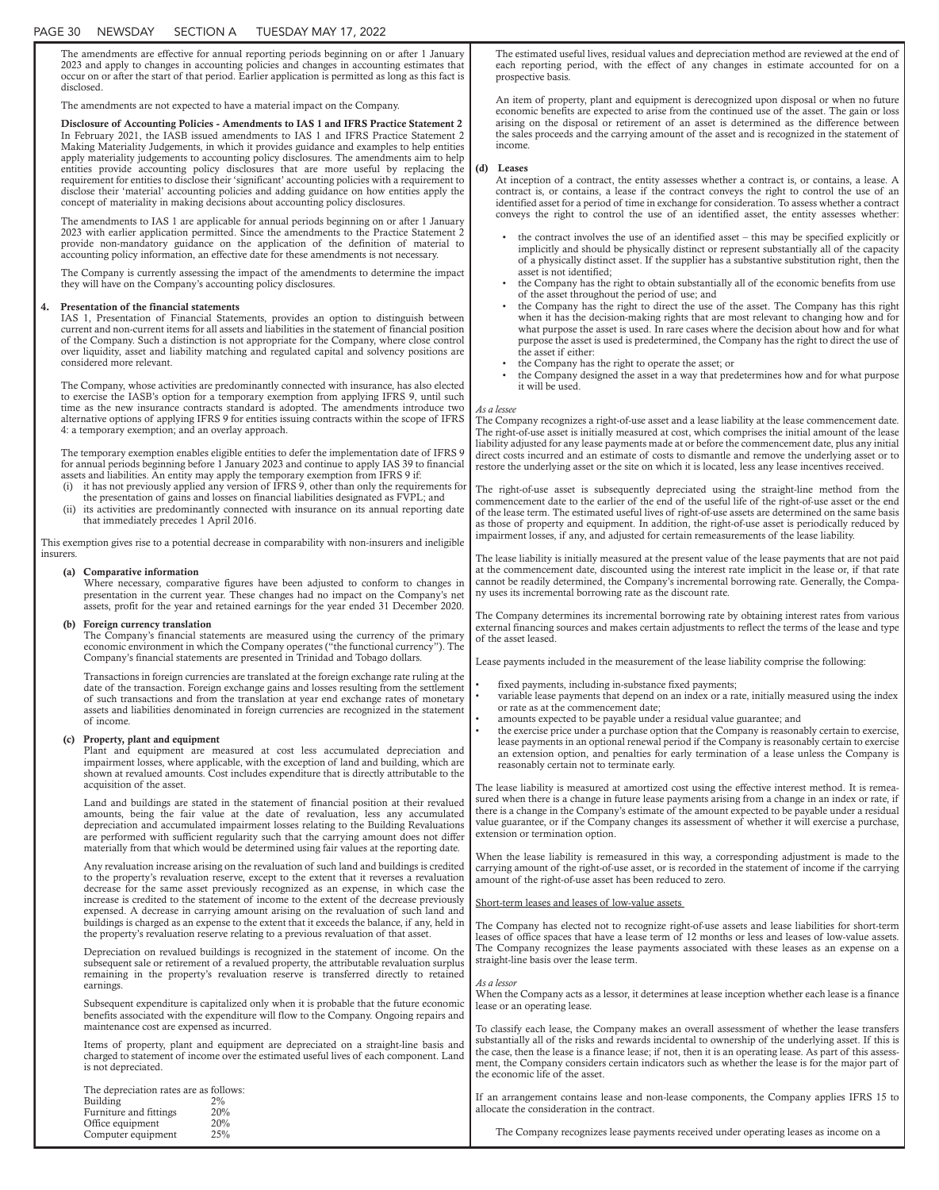The amendments are effective for annual reporting periods beginning on or after 1 January 2023 and apply to changes in accounting policies and changes in accounting estimates that occur on or after the start of that period. Earlier application is permitted as long as this fact is disclosed.

The amendments are not expected to have a material impact on the Company.

**Disclosure of Accounting Policies - Amendments to IAS 1 and IFRS Practice Statement 2**
In February 2021, the IASB issued amendments to IAS 1 and IFRS Practice Statement 2 Making Materiality Judgements, in which it provides guidance and examples to help entities apply materiality judgements to accounting policy disclosures. The amendments aim to help entities provide accounting policy disclosures that are more useful by replacing the requirement for entities to disclose their 'significant' accounting policies with a requirement to disclose their 'material' accounting policies and adding guidance on how entities apply the concept of materiality in making decisions about accounting policy disclosures.

The amendments to IAS 1 are applicable for annual periods beginning on or after 1 January 2023 with earlier application permitted. Since the amendments to the Practice Statement 2 provide non-mandatory guidance on the application of the definition of material to accounting policy information, an effective date for these amendments is not necessary.

The Company is currently assessing the impact of the amendments to determine the impact they will have on the Company's accounting policy disclosures.

**4. Presentation of the financial statements**
IAS 1, Presentation of Financial Statements, provides an option to distinguish between current and non-current items for all assets and liabilities in the statement of financial position of the Company. Such a distinction is not appropriate for the Company, where close control over liquidity, asset and liability matching and regulated capital and solvency positions are considered more relevant.

The Company, whose activities are predominantly connected with insurance, has also elected to exercise the IASB's option for a temporary exemption from applying IFRS 9, until such time as the new insurance contracts standard is adopted. The amendments introduce two alternative options of applying IFRS 9 for entities issuing contracts within the scope of IFRS 4: a temporary exemption; and an overlay approach.

The temporary exemption enables eligible entities to defer the implementation date of IFRS 9 for annual periods beginning before 1 January 2023 and continue to apply IAS 39 to financial assets and liabilities. An entity may apply the temporary exemption from IFRS 9 if:

(i) it has not previously applied any version of IFRS 9, other than only the requirements for the presentation of gains and losses on financial liabilities designated as FVPL; and
(ii) its activities are predominantly connected with insurance on its annual reporting date that immediately precedes 1 April 2016.

This exemption gives rise to a potential decrease in comparability with non-insurers and ineligible insurers.

**(a) Comparative information**
Where necessary, comparative figures have been adjusted to conform to changes in presentation in the current year. These changes had no impact on the Company's net assets, profit for the year and retained earnings for the year ended 31 December 2020.

**(b) Foreign currency translation**
The Company's financial statements are measured using the currency of the primary economic environment in which the Company operates ("the functional currency"). The Company's financial statements are presented in Trinidad and Tobago dollars.

Transactions in foreign currencies are translated at the foreign exchange rate ruling at the date of the transaction. Foreign exchange gains and losses resulting from the settlement of such transactions and from the translation at year end exchange rates of monetary assets and liabilities denominated in foreign currencies are recognized in the statement of income.

**(c) Property, plant and equipment**
Plant and equipment are measured at cost less accumulated depreciation and impairment losses, where applicable, with the exception of land and building, which are shown at revalued amounts. Cost includes expenditure that is directly attributable to the acquisition of the asset.

Land and buildings are stated in the statement of financial position at their revalued amounts, being the fair value at the date of revaluation, less any accumulated depreciation and accumulated impairment losses relating to the Building Revaluations are performed with sufficient regularity such that the carrying amount does not differ materially from that which would be determined using fair values at the reporting date.

Any revaluation increase arising on the revaluation of such land and buildings is credited to the property's revaluation reserve, except to the extent that it reverses a revaluation decrease for the same asset previously recognized as an expense, in which case the increase is credited to the statement of income to the extent of the decrease previously expensed. A decrease in carrying amount arising on the revaluation of such land and buildings is charged as an expense to the extent that it exceeds the balance, if any, held in the property's revaluation reserve relating to a previous revaluation of that asset.

Depreciation on revalued buildings is recognized in the statement of income. On the subsequent sale or retirement of a revalued property, the attributable revaluation surplus remaining in the property's revaluation reserve is transferred directly to retained earnings.

Subsequent expenditure is capitalized only when it is probable that the future economic benefits associated with the expenditure will flow to the Company. Ongoing repairs and maintenance cost are expensed as incurred.

Items of property, plant and equipment are depreciated on a straight-line basis and charged to statement of income over the estimated useful lives of each component. Land is not depreciated.

The depreciation rates are as follows:

| | |
|---|---|
| Building | 2% |
| Furniture and fittings | 20% |
| Office equipment | 20% |
| Computer equipment | 25% |

The estimated useful lives, residual values and depreciation method are reviewed at the end of each reporting period, with the effect of any changes in estimate accounted for on a prospective basis.

An item of property, plant and equipment is derecognized upon disposal or when no future economic benefits are expected to arise from the continued use of the asset. The gain or loss arising on the disposal or retirement of an asset is determined as the difference between the sales proceeds and the carrying amount of the asset and is recognized in the statement of income.

**(d) Leases**
At inception of a contract, the entity assesses whether a contract is, or contains, a lease. A contract is, or contains, a lease if the contract conveys the right to control the use of an identified asset for a period of time in exchange for consideration. To assess whether a contract conveys the right to control the use of an identified asset, the entity assesses whether:

- the contract involves the use of an identified asset – this may be specified explicitly or implicitly and should be physically distinct or represent substantially all of the capacity of a physically distinct asset. If the supplier has a substantive substitution right, then the asset is not identified;
- the Company has the right to obtain substantially all of the economic benefits from use of the asset throughout the period of use; and
- the Company has the right to direct the use of the asset. The Company has this right when it has the decision-making rights that are most relevant to changing how and for what purpose the asset is used. In rare cases where the decision about how and for what purpose the asset is used is predetermined, the Company has the right to direct the use of the asset if either:
- the Company has the right to operate the asset; or
- the Company designed the asset in a way that predetermines how and for what purpose it will be used.

*As a lessee*
The Company recognizes a right-of-use asset and a lease liability at the lease commencement date. The right-of-use asset is initially measured at cost, which comprises the initial amount of the lease liability adjusted for any lease payments made at or before the commencement date, plus any initial direct costs incurred and an estimate of costs to dismantle and remove the underlying asset or to restore the underlying asset or the site on which it is located, less any lease incentives received.

The right-of-use asset is subsequently depreciated using the straight-line method from the commencement date to the earlier of the end of the useful life of the right-of-use asset or the end of the lease term. The estimated useful lives of right-of-use assets are determined on the same basis as those of property and equipment. In addition, the right-of-use asset is periodically reduced by impairment losses, if any, and adjusted for certain remeasurements of the lease liability.

The lease liability is initially measured at the present value of the lease payments that are not paid at the commencement date, discounted using the interest rate implicit in the lease or, if that rate cannot be readily determined, the Company's incremental borrowing rate. Generally, the Company uses its incremental borrowing rate as the discount rate.

The Company determines its incremental borrowing rate by obtaining interest rates from various external financing sources and makes certain adjustments to reflect the terms of the lease and type of the asset leased.

Lease payments included in the measurement of the lease liability comprise the following:

- fixed payments, including in-substance fixed payments;
- variable lease payments that depend on an index or a rate, initially measured using the index or rate as at the commencement date;
- amounts expected to be payable under a residual value guarantee; and
- the exercise price under a purchase option that the Company is reasonably certain to exercise, lease payments in an optional renewal period if the Company is reasonably certain to exercise an extension option, and penalties for early termination of a lease unless the Company is reasonably certain not to terminate early.

The lease liability is measured at amortized cost using the effective interest method. It is remeasured when there is a change in future lease payments arising from a change in an index or rate, if there is a change in the Company's estimate of the amount expected to be payable under a residual value guarantee, or if the Company changes its assessment of whether it will exercise a purchase, extension or termination option.

When the lease liability is remeasured in this way, a corresponding adjustment is made to the carrying amount of the right-of-use asset, or is recorded in the statement of income if the carrying amount of the right-of-use asset has been reduced to zero.

Short-term leases and leases of low-value assets

The Company has elected not to recognize right-of-use assets and lease liabilities for short-term leases of office spaces that have a lease term of 12 months or less and leases of low-value assets. The Company recognizes the lease payments associated with these leases as an expense on a straight-line basis over the lease term.

*As a lessor*
When the Company acts as a lessor, it determines at lease inception whether each lease is a finance lease or an operating lease.

To classify each lease, the Company makes an overall assessment of whether the lease transfers substantially all of the risks and rewards incidental to ownership of the underlying asset. If this is the case, then the lease is a finance lease; if not, then it is an operating lease. As part of this assessment, the Company considers certain indicators such as whether the lease is for the major part of the economic life of the asset.

If an arrangement contains lease and non-lease components, the Company applies IFRS 15 to allocate the consideration in the contract.

The Company recognizes lease payments received under operating leases as income on a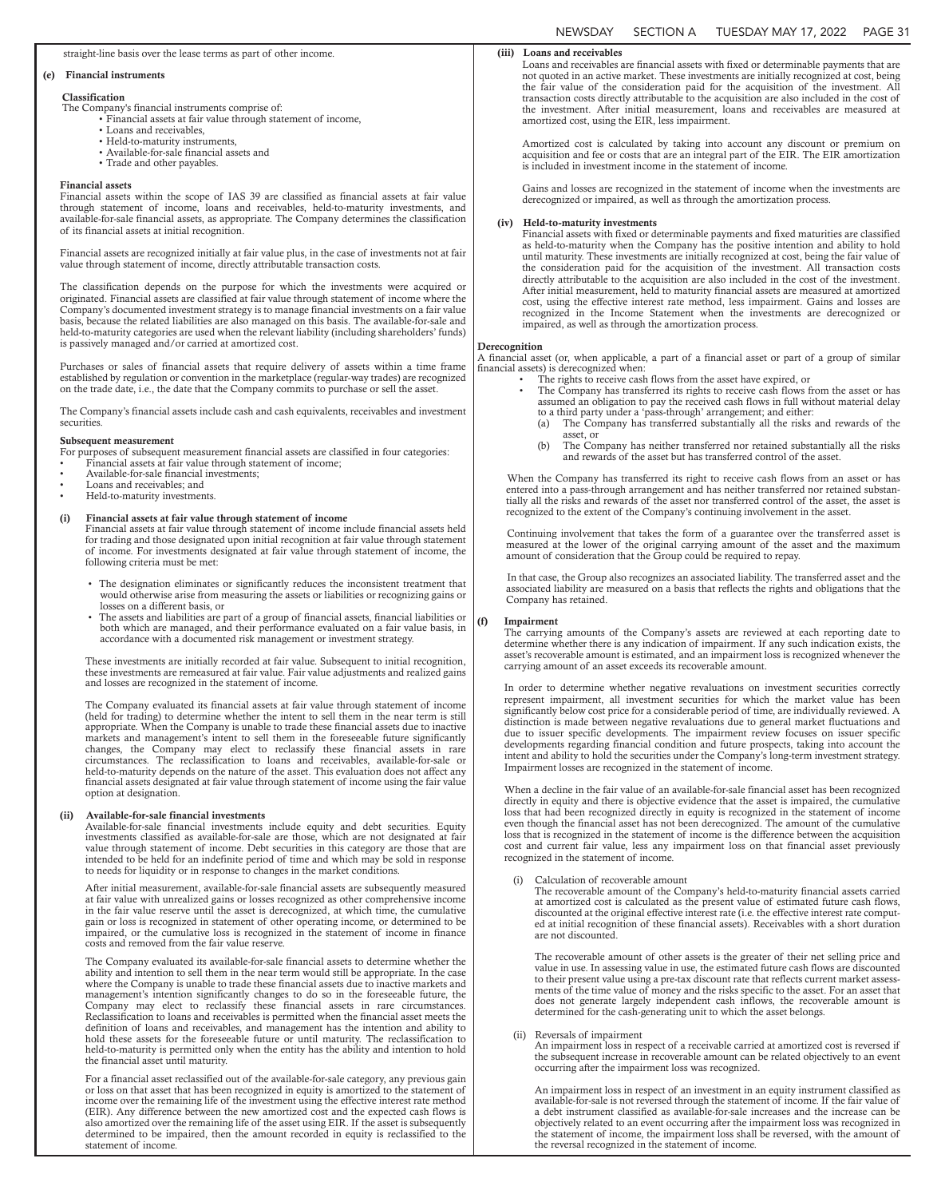straight-line basis over the lease terms as part of other income.

**(e) Financial instruments**

**Classification**

The Company's financial instruments comprise of:

- Financial assets at fair value through statement of income,
- Loans and receivables,
- Held-to-maturity instruments,
- Available-for-sale financial assets and
- Trade and other payables.

**Financial assets**

Financial assets within the scope of IAS 39 are classified as financial assets at fair value through statement of income, loans and receivables, held-to-maturity investments, and available-for-sale financial assets, as appropriate. The Company determines the classification of its financial assets at initial recognition.

Financial assets are recognized initially at fair value plus, in the case of investments not at fair value through statement of income, directly attributable transaction costs.

The classification depends on the purpose for which the investments were acquired or originated. Financial assets are classified at fair value through statement of income where the Company's documented investment strategy is to manage financial investments on a fair value basis, because the related liabilities are also managed on this basis. The available-for-sale and held-to-maturity categories are used when the relevant liability (including shareholders' funds) is passively managed and/or carried at amortized cost.

Purchases or sales of financial assets that require delivery of assets within a time frame established by regulation or convention in the marketplace (regular-way trades) are recognized on the trade date, i.e., the date that the Company commits to purchase or sell the asset.

The Company's financial assets include cash and cash equivalents, receivables and investment securities.

**Subsequent measurement**

For purposes of subsequent measurement financial assets are classified in four categories:

- Financial assets at fair value through statement of income;
- Available-for-sale financial investments;
- Loans and receivables; and
- Held-to-maturity investments.

**(i) Financial assets at fair value through statement of income**

Financial assets at fair value through statement of income include financial assets held for trading and those designated upon initial recognition at fair value through statement of income. For investments designated at fair value through statement of income, the following criteria must be met:

- The designation eliminates or significantly reduces the inconsistent treatment that would otherwise arise from measuring the assets or liabilities or recognizing gains or losses on a different basis, or
- The assets and liabilities are part of a group of financial assets, financial liabilities or both which are managed, and their performance evaluated on a fair value basis, in accordance with a documented risk management or investment strategy.

These investments are initially recorded at fair value. Subsequent to initial recognition, these investments are remeasured at fair value. Fair value adjustments and realized gains and losses are recognized in the statement of income.

The Company evaluated its financial assets at fair value through statement of income (held for trading) to determine whether the intent to sell them in the near term is still appropriate. When the Company is unable to trade these financial assets due to inactive markets and management's intent to sell them in the foreseeable future significantly changes, the Company may elect to reclassify these financial assets in rare circumstances. The reclassification to loans and receivables, available-for-sale or held-to-maturity depends on the nature of the asset. This evaluation does not affect any financial assets designated at fair value through statement of income using the fair value option at designation.

**(ii) Available-for-sale financial investments**

Available-for-sale financial investments include equity and debt securities. Equity investments classified as available-for-sale are those, which are not designated at fair value through statement of income. Debt securities in this category are those that are intended to be held for an indefinite period of time and which may be sold in response to needs for liquidity or in response to changes in the market conditions.

After initial measurement, available-for-sale financial assets are subsequently measured at fair value with unrealized gains or losses recognized as other comprehensive income in the fair value reserve until the asset is derecognized, at which time, the cumulative gain or loss is recognized in statement of other operating income, or determined to be impaired, or the cumulative loss is recognized in the statement of income in finance costs and removed from the fair value reserve.

The Company evaluated its available-for-sale financial assets to determine whether the ability and intention to sell them in the near term would still be appropriate. In the case where the Company is unable to trade these financial assets due to inactive markets and management's intention significantly changes to do so in the foreseeable future, the Company may elect to reclassify these financial assets in rare circumstances. Reclassification to loans and receivables is permitted when the financial asset meets the definition of loans and receivables, and management has the intention and ability to hold these assets for the foreseeable future or until maturity. The reclassification to held-to-maturity is permitted only when the entity has the ability and intention to hold the financial asset until maturity.

For a financial asset reclassified out of the available-for-sale category, any previous gain or loss on that asset that has been recognized in equity is amortized to the statement of income over the remaining life of the investment using the effective interest rate method (EIR). Any difference between the new amortized cost and the expected cash flows is also amortized over the remaining life of the asset using EIR. If the asset is subsequently determined to be impaired, then the amount recorded in equity is reclassified to the statement of income.

**(iii) Loans and receivables**

Loans and receivables are financial assets with fixed or determinable payments that are not quoted in an active market. These investments are initially recognized at cost, being the fair value of the consideration paid for the acquisition of the investment. All transaction costs directly attributable to the acquisition are also included in the cost of the investment. After initial measurement, loans and receivables are measured at amortized cost, using the EIR, less impairment.

Amortized cost is calculated by taking into account any discount or premium on acquisition and fee or costs that are an integral part of the EIR. The EIR amortization is included in investment income in the statement of income.

Gains and losses are recognized in the statement of income when the investments are derecognized or impaired, as well as through the amortization process.

**(iv) Held-to-maturity investments**

Financial assets with fixed or determinable payments and fixed maturities are classified as held-to-maturity when the Company has the positive intention and ability to hold until maturity. These investments are initially recognized at cost, being the fair value of the consideration paid for the acquisition of the investment. All transaction costs directly attributable to the acquisition are also included in the cost of the investment. After initial measurement, held to maturity financial assets are measured at amortized cost, using the effective interest rate method, less impairment. Gains and losses are recognized in the Income Statement when the investments are derecognized or impaired, as well as through the amortization process.

**Derecognition**

A financial asset (or, when applicable, a part of a financial asset or part of a group of similar financial assets) is derecognized when:

- The rights to receive cash flows from the asset have expired, or
- The Company has transferred its rights to receive cash flows from the asset or has assumed an obligation to pay the received cash flows in full without material delay to a third party under a 'pass-through' arrangement; and either:
  - (a) The Company has transferred substantially all the risks and rewards of the asset, or
  - (b) The Company has neither transferred nor retained substantially all the risks and rewards of the asset but has transferred control of the asset.

When the Company has transferred its right to receive cash flows from an asset or has entered into a pass-through arrangement and has neither transferred nor retained substantially all the risks and rewards of the asset nor transferred control of the asset, the asset is recognized to the extent of the Company's continuing involvement in the asset.

Continuing involvement that takes the form of a guarantee over the transferred asset is measured at the lower of the original carrying amount of the asset and the maximum amount of consideration that the Group could be required to repay.

In that case, the Group also recognizes an associated liability. The transferred asset and the associated liability are measured on a basis that reflects the rights and obligations that the Company has retained.

**(f) Impairment**

The carrying amounts of the Company's assets are reviewed at each reporting date to determine whether there is any indication of impairment. If any such indication exists, the asset's recoverable amount is estimated, and an impairment loss is recognized whenever the carrying amount of an asset exceeds its recoverable amount.

In order to determine whether negative revaluations on investment securities correctly represent impairment, all investment securities for which the market value has been significantly below cost price for a considerable period of time, are individually reviewed. A distinction is made between negative revaluations due to general market fluctuations and due to issuer specific developments. The impairment review focuses on issuer specific developments regarding financial condition and future prospects, taking into account the intent and ability to hold the securities under the Company's long-term investment strategy. Impairment losses are recognized in the statement of income.

When a decline in the fair value of an available-for-sale financial asset has been recognized directly in equity and there is objective evidence that the asset is impaired, the cumulative loss that had been recognized directly in equity is recognized in the statement of income even though the financial asset has not been derecognized. The amount of the cumulative loss that is recognized in the statement of income is the difference between the acquisition cost and current fair value, less any impairment loss on that financial asset previously recognized in the statement of income.

(i) Calculation of recoverable amount

The recoverable amount of the Company's held-to-maturity financial assets carried at amortized cost is calculated as the present value of estimated future cash flows, discounted at the original effective interest rate (i.e. the effective interest rate computed at initial recognition of these financial assets). Receivables with a short duration are not discounted.

The recoverable amount of other assets is the greater of their net selling price and value in use. In assessing value in use, the estimated future cash flows are discounted to their present value using a pre-tax discount rate that reflects current market assessments of the time value of money and the risks specific to the asset. For an asset that does not generate largely independent cash inflows, the recoverable amount is determined for the cash-generating unit to which the asset belongs.

(ii) Reversals of impairment

An impairment loss in respect of a receivable carried at amortized cost is reversed if the subsequent increase in recoverable amount can be related objectively to an event occurring after the impairment loss was recognized.

An impairment loss in respect of an investment in an equity instrument classified as available-for-sale is not reversed through the statement of income. If the fair value of a debt instrument classified as available-for-sale increases and the increase can be objectively related to an event occurring after the impairment loss was recognized in the statement of income, the impairment loss shall be reversed, with the amount of the reversal recognized in the statement of income.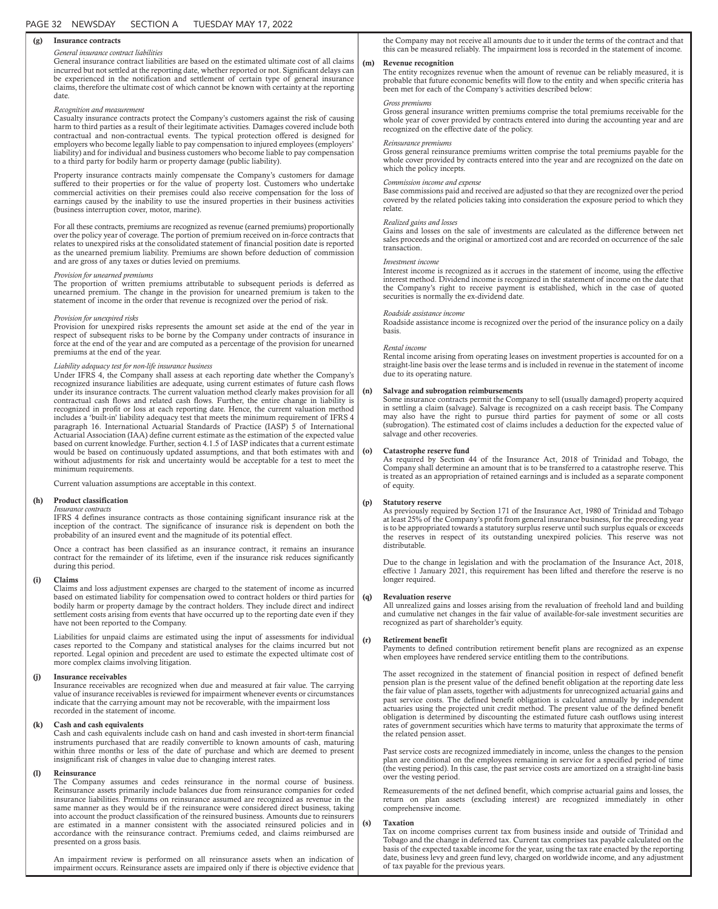**(g) Insurance contracts**

*General insurance contract liabilities*

General insurance contract liabilities are based on the estimated ultimate cost of all claims incurred but not settled at the reporting date, whether reported or not. Significant delays can be experienced in the notification and settlement of certain type of general insurance claims, therefore the ultimate cost of which cannot be known with certainty at the reporting date.

*Recognition and measurement*

Casualty insurance contracts protect the Company's customers against the risk of causing harm to third parties as a result of their legitimate activities. Damages covered include both contractual and non-contractual events. The typical protection offered is designed for employers who become legally liable to pay compensation to injured employees (employers' liability) and for individual and business customers who become liable to pay compensation to a third party for bodily harm or property damage (public liability).

Property insurance contracts mainly compensate the Company's customers for damage suffered to their properties or for the value of property lost. Customers who undertake commercial activities on their premises could also receive compensation for the loss of earnings caused by the inability to use the insured properties in their business activities (business interruption cover, motor, marine).

For all these contracts, premiums are recognized as revenue (earned premiums) proportionally over the policy year of coverage. The portion of premium received on in-force contracts that relates to unexpired risks at the consolidated statement of financial position date is reported as the unearned premium liability. Premiums are shown before deduction of commission and are gross of any taxes or duties levied on premiums.

*Provision for unearned premiums*

The proportion of written premiums attributable to subsequent periods is deferred as unearned premium. The change in the provision for unearned premium is taken to the statement of income in the order that revenue is recognized over the period of risk.

*Provision for unexpired risks*

Provision for unexpired risks represents the amount set aside at the end of the year in respect of subsequent risks to be borne by the Company under contracts of insurance in force at the end of the year and are computed as a percentage of the provision for unearned premiums at the end of the year.

*Liability adequacy test for non-life insurance business*

Under IFRS 4, the Company shall assess at each reporting date whether the Company's recognized insurance liabilities are adequate, using current estimates of future cash flows under its insurance contracts. The current valuation method clearly makes provision for all contractual cash flows and related cash flows. Further, the entire change in liability is recognized in profit or loss at each reporting date. Hence, the current valuation method includes a 'built-in' liability adequacy test that meets the minimum requirement of IFRS 4 paragraph 16. International Actuarial Standards of Practice (IASP) 5 of International Actuarial Association (IAA) define current estimate as the estimation of the expected value based on current knowledge. Further, section 4.1.5 of IASP indicates that a current estimate would be based on continuously updated assumptions, and that both estimates with and without adjustments for risk and uncertainty would be acceptable for a test to meet the minimum requirements.

Current valuation assumptions are acceptable in this context.

**(h) Product classification**

*Insurance contracts*

IFRS 4 defines insurance contracts as those containing significant insurance risk at the inception of the contract. The significance of insurance risk is dependent on both the probability of an insured event and the magnitude of its potential effect.

Once a contract has been classified as an insurance contract, it remains an insurance contract for the remainder of its lifetime, even if the insurance risk reduces significantly during this period.

**(i) Claims**

Claims and loss adjustment expenses are charged to the statement of income as incurred based on estimated liability for compensation owed to contract holders or third parties for bodily harm or property damage by the contract holders. They include direct and indirect settlement costs arising from events that have occurred up to the reporting date even if they have not been reported to the Company.

Liabilities for unpaid claims are estimated using the input of assessments for individual cases reported to the Company and statistical analyses for the claims incurred but not reported. Legal opinion and precedent are used to estimate the expected ultimate cost of more complex claims involving litigation.

**(j) Insurance receivables**

Insurance receivables are recognized when due and measured at fair value. The carrying value of insurance receivables is reviewed for impairment whenever events or circumstances indicate that the carrying amount may not be recoverable, with the impairment loss recorded in the statement of income.

**(k) Cash and cash equivalents**

Cash and cash equivalents include cash on hand and cash invested in short-term financial instruments purchased that are readily convertible to known amounts of cash, maturing within three months or less of the date of purchase and which are deemed to present insignificant risk of changes in value due to changing interest rates.

**(l) Reinsurance**

The Company assumes and cedes reinsurance in the normal course of business. Reinsurance assets primarily include balances due from reinsurance companies for ceded insurance liabilities. Premiums on reinsurance assumed are recognized as revenue in the same manner as they would be if the reinsurance were considered direct business, taking into account the product classification of the reinsured business. Amounts due to reinsurers are estimated in a manner consistent with the associated reinsured policies and in accordance with the reinsurance contract. Premiums ceded, and claims reimbursed are presented on a gross basis.

An impairment review is performed on all reinsurance assets when an indication of impairment occurs. Reinsurance assets are impaired only if there is objective evidence that the Company may not receive all amounts due to it under the terms of the contract and that this can be measured reliably. The impairment loss is recorded in the statement of income.

**(m) Revenue recognition**

The entity recognizes revenue when the amount of revenue can be reliably measured, it is probable that future economic benefits will flow to the entity and when specific criteria has been met for each of the Company's activities described below:

*Gross premiums*

Gross general insurance written premiums comprise the total premiums receivable for the whole year of cover provided by contracts entered into during the accounting year and are recognized on the effective date of the policy.

*Reinsurance premiums*

Gross general reinsurance premiums written comprise the total premiums payable for the whole cover provided by contracts entered into the year and are recognized on the date on which the policy incepts.

*Commission income and expense*

Base commissions paid and received are adjusted so that they are recognized over the period covered by the related policies taking into consideration the exposure period to which they relate.

*Realized gains and losses*

Gains and losses on the sale of investments are calculated as the difference between net sales proceeds and the original or amortized cost and are recorded on occurrence of the sale transaction.

*Investment income*

Interest income is recognized as it accrues in the statement of income, using the effective interest method. Dividend income is recognized in the statement of income on the date that the Company's right to receive payment is established, which in the case of quoted securities is normally the ex-dividend date.

*Roadside assistance income*

Roadside assistance income is recognized over the period of the insurance policy on a daily basis.

*Rental income*

Rental income arising from operating leases on investment properties is accounted for on a straight-line basis over the lease terms and is included in revenue in the statement of income due to its operating nature.

**(n) Salvage and subrogation reimbursements**

Some insurance contracts permit the Company to sell (usually damaged) property acquired in settling a claim (salvage). Salvage is recognized on a cash receipt basis. The Company may also have the right to pursue third parties for payment of some or all costs (subrogation). The estimated cost of claims includes a deduction for the expected value of salvage and other recoveries.

**(o) Catastrophe reserve fund**

As required by Section 44 of the Insurance Act, 2018 of Trinidad and Tobago, the Company shall determine an amount that is to be transferred to a catastrophe reserve. This is treated as an appropriation of retained earnings and is included as a separate component of equity.

**(p) Statutory reserve**

As previously required by Section 171 of the Insurance Act, 1980 of Trinidad and Tobago at least 25% of the Company's profit from general insurance business, for the preceding year is to be appropriated towards a statutory surplus reserve until such surplus equals or exceeds the reserves in respect of its outstanding unexpired policies. This reserve was not distributable.

Due to the change in legislation and with the proclamation of the Insurance Act, 2018, effective 1 January 2021, this requirement has been lifted and therefore the reserve is no longer required.

**(q) Revaluation reserve**

All unrealized gains and losses arising from the revaluation of freehold land and building and cumulative net changes in the fair value of available-for-sale investment securities are recognized as part of shareholder's equity.

**(r) Retirement benefit**

Payments to defined contribution retirement benefit plans are recognized as an expense when employees have rendered service entitling them to the contributions.

The asset recognized in the statement of financial position in respect of defined benefit pension plan is the present value of the defined benefit obligation at the reporting date less the fair value of plan assets, together with adjustments for unrecognized actuarial gains and past service costs. The defined benefit obligation is calculated annually by independent actuaries using the projected unit credit method. The present value of the defined benefit obligation is determined by discounting the estimated future cash outflows using interest rates of government securities which have terms to maturity that approximate the terms of the related pension asset.

Past service costs are recognized immediately in income, unless the changes to the pension plan are conditional on the employees remaining in service for a specified period of time (the vesting period). In this case, the past service costs are amortized on a straight-line basis over the vesting period.

Remeasurements of the net defined benefit, which comprise actuarial gains and losses, the return on plan assets (excluding interest) are recognized immediately in other comprehensive income.

**(s) Taxation**

Tax on income comprises current tax from business inside and outside of Trinidad and Tobago and the change in deferred tax. Current tax comprises tax payable calculated on the basis of the expected taxable income for the year, using the tax rate enacted by the reporting date, business levy and green fund levy, charged on worldwide income, and any adjustment of tax payable for the previous years.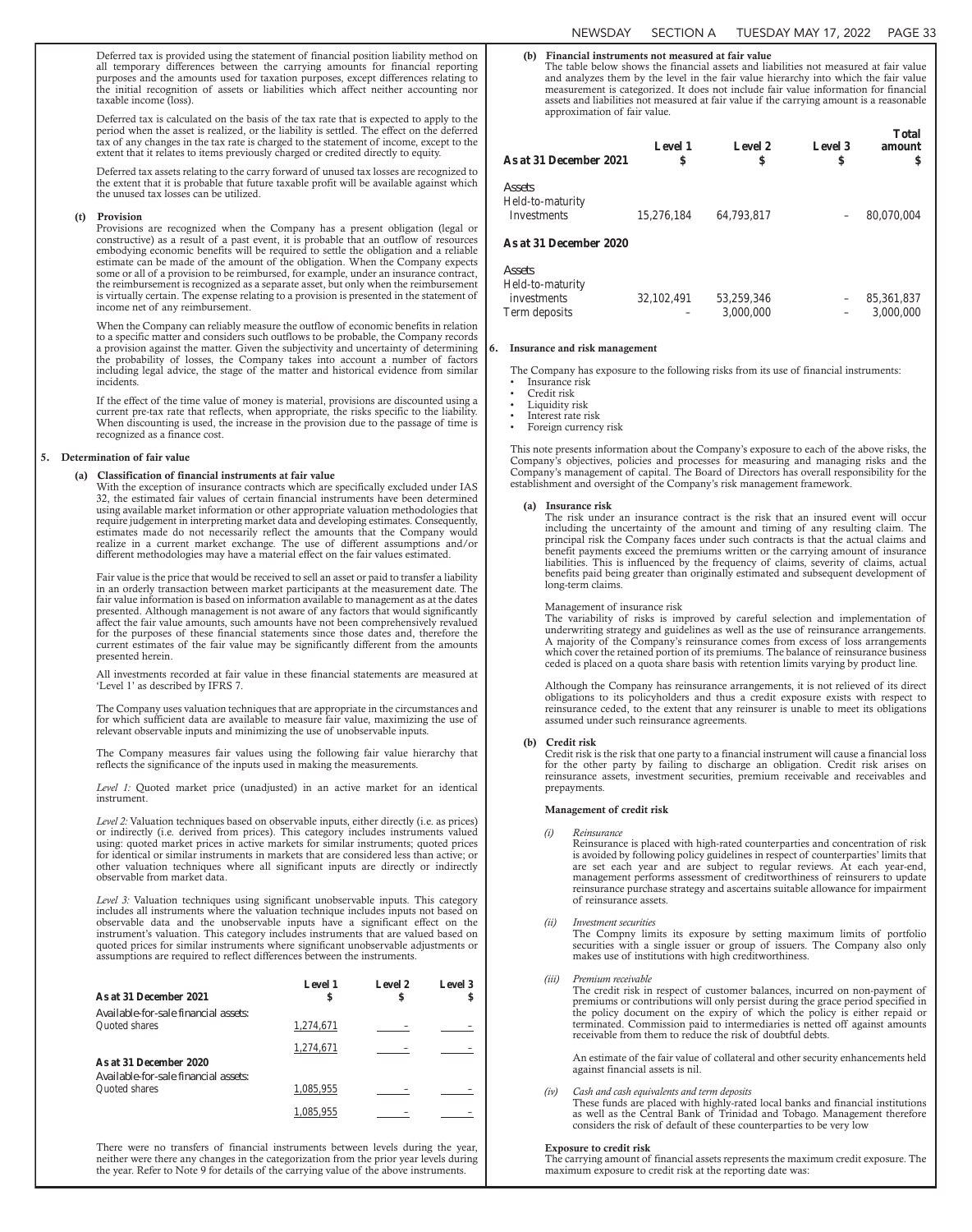Deferred tax is provided using the statement of financial position liability method on all temporary differences between the carrying amounts for financial reporting purposes and the amounts used for taxation purposes, except differences relating to the initial recognition of assets or liabilities which affect neither accounting nor taxable income (loss).

Deferred tax is calculated on the basis of the tax rate that is expected to apply to the period when the asset is realized, or the liability is settled. The effect on the deferred tax of any changes in the tax rate is charged to the statement of income, except to the extent that it relates to items previously charged or credited directly to equity.

Deferred tax assets relating to the carry forward of unused tax losses are recognized to the extent that it is probable that future taxable profit will be available against which the unused tax losses can be utilized.

**(t) Provision**

Provisions are recognized when the Company has a present obligation (legal or constructive) as a result of a past event, it is probable that an outflow of resources embodying economic benefits will be required to settle the obligation and a reliable estimate can be made of the amount of the obligation. When the Company expects some or all of a provision to be reimbursed, for example, under an insurance contract, the reimbursement is recognized as a separate asset, but only when the reimbursement is virtually certain. The expense relating to a provision is presented in the statement of income net of any reimbursement.

When the Company can reliably measure the outflow of economic benefits in relation to a specific matter and considers such outflows to be probable, the Company records a provision against the matter. Given the subjectivity and uncertainty of determining the probability of losses, the Company takes into account a number of factors including legal advice, the stage of the matter and historical evidence from similar incidents.

If the effect of the time value of money is material, provisions are discounted using a current pre-tax rate that reflects, when appropriate, the risks specific to the liability. When discounting is used, the increase in the provision due to the passage of time is recognized as a finance cost.

## 5. Determination of fair value

**(a) Classification of financial instruments at fair value**

With the exception of insurance contracts which are specifically excluded under IAS 32, the estimated fair values of certain financial instruments have been determined using available market information or other appropriate valuation methodologies that require judgement in interpreting market data and developing estimates. Consequently, estimates made do not necessarily reflect the amounts that the Company would realize in a current market exchange. The use of different assumptions and/or different methodologies may have a material effect on the fair values estimated.

Fair value is the price that would be received to sell an asset or paid to transfer a liability in an orderly transaction between market participants at the measurement date. The fair value information is based on information available to management as at the dates presented. Although management is not aware of any factors that would significantly affect the fair value amounts, such amounts have not been comprehensively revalued for the purposes of these financial statements since those dates, and therefore the current estimates of the fair value may be significantly different from the amounts presented herein.

All investments recorded at fair value in these financial statements are measured at 'Level 1' as described by IFRS 7.

The Company uses valuation techniques that are appropriate in the circumstances and for which sufficient data are available to measure fair value, maximizing the use of relevant observable inputs and minimizing the use of unobservable inputs.

The Company measures fair values using the following fair value hierarchy that reflects the significance of the inputs used in making the measurements.

*Level 1:* Quoted market price (unadjusted) in an active market for an identical instrument.

*Level 2:* Valuation techniques based on observable inputs, either directly (i.e. as prices) or indirectly (i.e. derived from prices). This category includes instruments valued using: quoted market prices in active markets for similar instruments; quoted prices for identical or similar instruments in markets that are considered less than active; or other valuation techniques where all significant inputs are directly or indirectly observable from market data.

*Level 3:* Valuation techniques using significant unobservable inputs. This category includes all instruments where the valuation technique includes inputs not based on observable data and the unobservable inputs have a significant effect on the instrument's valuation. This category includes instruments that are valued based on quoted prices for similar instruments where significant unobservable adjustments or assumptions are required to reflect differences between the instruments.

| | Level 1 $ | Level 2 $ | Level 3 $ |
|---|---|---|---|
| **As at 31 December 2021** | | | |
| Available-for-sale financial assets: | | | |
| Quoted shares | 1,274,671 | - | - |
| | 1,274,671 | - | - |
| **As at 31 December 2020** | | | |
| Available-for-sale financial assets: | | | |
| Quoted shares | 1,085,955 | - | - |
| | 1,085,955 | - | - |

There were no transfers of financial instruments between levels during the year, neither were there any changes in the categorization from the prior year levels during the year. Refer to Note 9 for details of the carrying value of the above instruments.

**(b) Financial instruments not measured at fair value**

The table below shows the financial assets and liabilities not measured at fair value and analyzes them by the level in the fair value hierarchy into which the fair value measurement is categorized. It does not include fair value information for financial assets and liabilities not measured at fair value if the carrying amount is a reasonable approximation of fair value.

| | Level 1 $ | Level 2 $ | Level 3 $ | Total amount $ |
|---|---|---|---|---|
| **As at 31 December 2021** | | | | |
| Assets | | | | |
| Held-to-maturity Investments | 15,276,184 | 64,793,817 | - | 80,070,004 |
| **As at 31 December 2020** | | | | |
| Assets | | | | |
| Held-to-maturity investments | 32,102,491 | 53,259,346 | - | 85,361,837 |
| Term deposits | - | 3,000,000 | - | 3,000,000 |

## 6. Insurance and risk management

The Company has exposure to the following risks from its use of financial instruments:

- Insurance risk
- Credit risk
- Liquidity risk
- Interest rate risk
- Foreign currency risk

This note presents information about the Company's exposure to each of the above risks, the Company's objectives, policies and processes for measuring and managing risks and the Company's management of capital. The Board of Directors has overall responsibility for the establishment and oversight of the Company's risk management framework.

**(a) Insurance risk**

The risk under an insurance contract is the risk that an insured event will occur including the uncertainty of the amount and timing of any resulting claim. The principal risk the Company faces under such contracts is that the actual claims and benefit payments exceed the premiums written or the carrying amount of insurance liabilities. This is influenced by the frequency of claims, severity of claims, actual benefits paid being greater than originally estimated and subsequent development of long-term claims.

Management of insurance risk

The variability of risks is improved by careful selection and implementation of underwriting strategy and guidelines as well as the use of reinsurance arrangements. A majority of the Company's reinsurance comes from excess of loss arrangements which cover the retained portion of its premiums. The balance of reinsurance business ceded is placed on a quota share basis with retention limits varying by product line.

Although the Company has reinsurance arrangements, it is not relieved of its direct obligations to its policyholders and thus a credit exposure exists with respect to reinsurance ceded, to the extent that any reinsurer is unable to meet its obligations assumed under such reinsurance agreements.

**(b) Credit risk**

Credit risk is the risk that one party to a financial instrument will cause a financial loss for the other party by failing to discharge an obligation. Credit risk arises on reinsurance assets, investment securities, premium receivable and receivables and prepayments.

**Management of credit risk**

*(i) Reinsurance*

Reinsurance is placed with high-rated counterparties and concentration of risk is avoided by following policy guidelines in respect of counterparties' limits that are set each year and are subject to regular reviews. At each year-end, management performs assessment of creditworthiness of reinsurers to update reinsurance purchase strategy and ascertains suitable allowance for impairment of reinsurance assets.

*(ii) Investment securities*

The Compny limits its exposure by setting maximum limits of portfolio securities with a single issuer or group of issuers. The Company also only makes use of institutions with high creditworthiness.

*(iii) Premium receivable*

The credit risk in respect of customer balances, incurred on non-payment of premiums or contributions will only persist during the grace period specified in the policy document on the expiry of which the policy is either repaid or terminated. Commission paid to intermediaries is netted off against amounts receivable from them to reduce the risk of doubtful debts.

An estimate of the fair value of collateral and other security enhancements held against financial assets is nil.

*(iv) Cash and cash equivalents and term deposits*

These funds are placed with highly-rated local banks and financial institutions as well as the Central Bank of Trinidad and Tobago. Management therefore considers the risk of default of these counterparties to be very low

**Exposure to credit risk**

The carrying amount of financial assets represents the maximum credit exposure. The maximum exposure to credit risk at the reporting date was: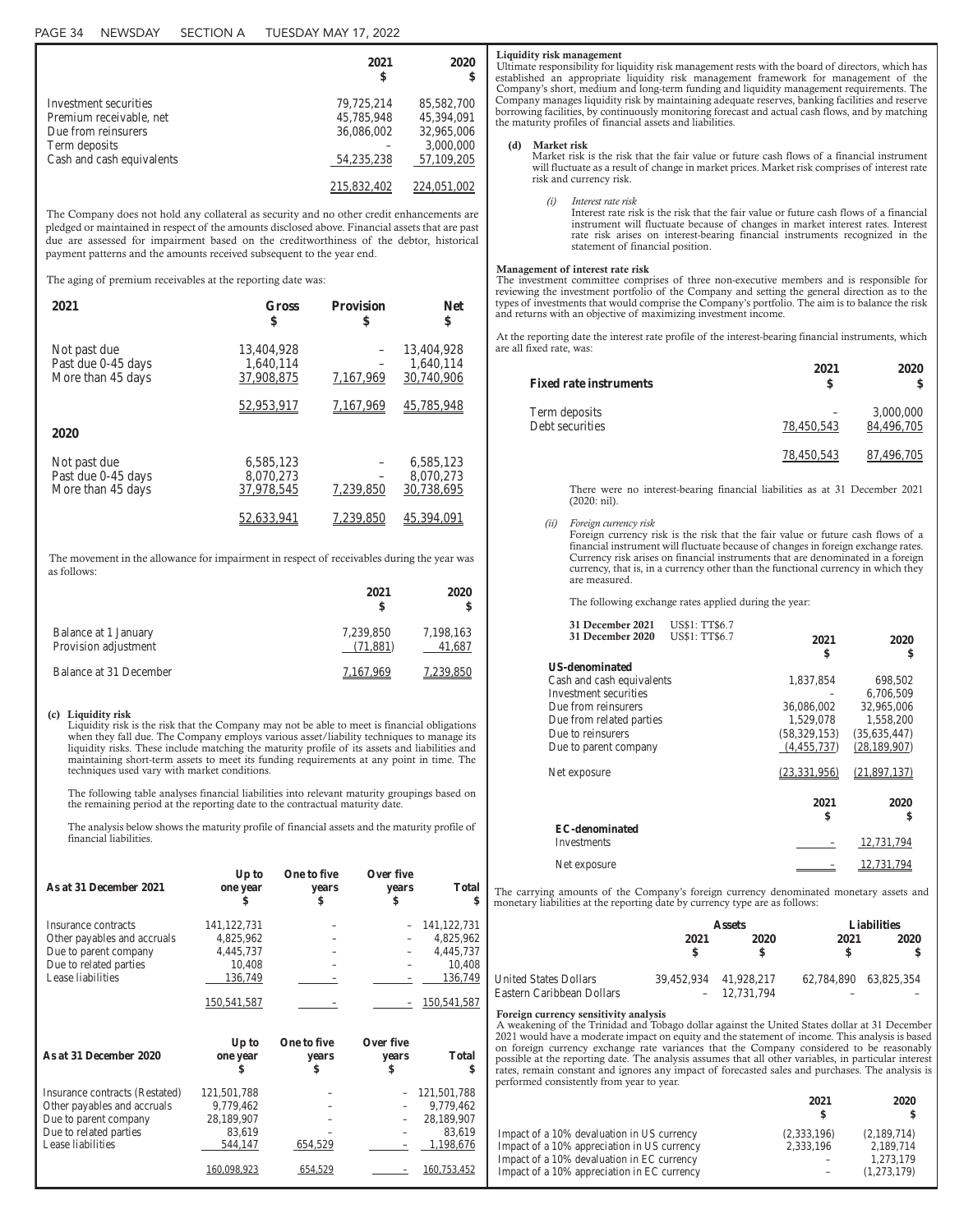| | 2021<br>$ | 2020<br>$ |
|---|---|---|
| Investment securities | 79,725,214 | 85,582,700 |
| Premium receivable, net | 45,785,948 | 45,394,091 |
| Due from reinsurers | 36,086,002 | 32,965,006 |
| Term deposits | – | 3,000,000 |
| Cash and cash equivalents | 54,235,238 | 57,109,205 |
| | 215,832,402 | 224,051,002 |

The Company does not hold any collateral as security and no other credit enhancements are pledged or maintained in respect of the amounts disclosed above. Financial assets that are past due are assessed for impairment based on the creditworthiness of the debtor, historical payment patterns and the amounts received subsequent to the year end.

The aging of premium receivables at the reporting date was:

| 2021 | Gross<br>$ | Provision<br>$ | Net<br>$ |
|---|---|---|---|
| Not past due | 13,404,928 | – | 13,404,928 |
| Past due 0-45 days | 1,640,114 | – | 1,640,114 |
| More than 45 days | 37,908,875 | 7,167,969 | 30,740,906 |
| | 52,953,917 | 7,167,969 | 45,785,948 |
| **2020** | | | |
| Not past due | 6,585,123 | – | 6,585,123 |
| Past due 0-45 days | 8,070,273 | – | 8,070,273 |
| More than 45 days | 37,978,545 | 7,239,850 | 30,738,695 |
| | 52,633,941 | 7,239,850 | 45,394,091 |

The movement in the allowance for impairment in respect of receivables during the year was as follows:

| | 2021<br>$ | 2020<br>$ |
|---|---|---|
| Balance at 1 January | 7,239,850 | 7,198,163 |
| Provision adjustment | (71,881) | 41,687 |
| Balance at 31 December | 7,167,969 | 7,239,850 |

**(c) Liquidity risk**

Liquidity risk is the risk that the Company may not be able to meet is financial obligations when they fall due. The Company employs various asset/liability techniques to manage its liquidity risks. These include matching the maturity profile of its assets and liabilities and maintaining short-term assets to meet its funding requirements at any point in time. The techniques used vary with market conditions.

The following table analyses financial liabilities into relevant maturity groupings based on the remaining period at the reporting date to the contractual maturity date.

The analysis below shows the maturity profile of financial assets and the maturity profile of financial liabilities.

| As at 31 December 2021 | Up to one year<br>$ | One to five years<br>$ | Over five years<br>$ | Total<br>$ |
|---|---|---|---|---|
| Insurance contracts | 141,122,731 | – | – | 141,122,731 |
| Other payables and accruals | 4,825,962 | – | – | 4,825,962 |
| Due to parent company | 4,445,737 | – | – | 4,445,737 |
| Due to related parties | 10,408 | – | – | 10,408 |
| Lease liabilities | 136,749 | – | – | 136,749 |
| | 150,541,587 | – | – | 150,541,587 |

| As at 31 December 2020 | Up to one year<br>$ | One to five years<br>$ | Over five years<br>$ | Total<br>$ |
|---|---|---|---|---|
| Insurance contracts (Restated) | 121,501,788 | – | – | 121,501,788 |
| Other payables and accruals | 9,779,462 | – | – | 9,779,462 |
| Due to parent company | 28,189,907 | – | – | 28,189,907 |
| Due to related parties | 83,619 | – | – | 83,619 |
| Lease liabilities | 544,147 | 654,529 | – | 1,198,676 |
| | 160,098,923 | 654,529 | – | 160,753,452 |

**Liquidity risk management**

Ultimate responsibility for liquidity risk management rests with the board of directors, which has established an appropriate liquidity risk management framework for management of the Company's short, medium and long-term funding and liquidity management requirements. The Company manages liquidity risk by maintaining adequate reserves, banking facilities and reserve borrowing facilities, by continuously monitoring forecast and actual cash flows, and by matching the maturity profiles of financial assets and liabilities.

**(d) Market risk**

Market risk is the risk that the fair value or future cash flows of a financial instrument will fluctuate as a result of change in market prices. Market risk comprises of interest rate risk and currency risk.

*(i) Interest rate risk*

Interest rate risk is the risk that the fair value or future cash flows of a financial instrument will fluctuate because of changes in market interest rates. Interest rate risk arises on interest-bearing financial instruments recognized in the statement of financial position.

**Management of interest rate risk**

The investment committee comprises of three non-executive members and is responsible for reviewing the investment portfolio of the Company and setting the general direction as to the types of investments that would comprise the Company's portfolio. The aim is to balance the risk and returns with an objective of maximizing investment income.

At the reporting date the interest rate profile of the interest-bearing financial instruments, which are all fixed rate, was:

| Fixed rate instruments | 2021<br>$ | 2020<br>$ |
|---|---|---|
| Term deposits | – | 3,000,000 |
| Debt securities | 78,450,543 | 84,496,705 |
| | 78,450,543 | 87,496,705 |

There were no interest-bearing financial liabilities as at 31 December 2021 (2020: nil).

*(ii) Foreign currency risk*

Foreign currency risk is the risk that the fair value or future cash flows of a financial instrument will fluctuate because of changes in foreign exchange rates. Currency risk arises on financial instruments that are denominated in a foreign currency, that is, in a currency other than the functional currency in which they are measured.

The following exchange rates applied during the year:

**31 December 2021** US$1: TT$6.7
**31 December 2020** US$1: TT$6.7

| | 2021<br>$ | 2020<br>$ |
|---|---|---|
| **US-denominated** | | |
| Cash and cash equivalents | 1,837,854 | 698,502 |
| Investment securities | – | 6,706,509 |
| Due from reinsurers | 36,086,002 | 32,965,006 |
| Due from related parties | 1,529,078 | 1,558,200 |
| Due to reinsurers | (58,329,153) | (35,635,447) |
| Due to parent company | (4,455,737) | (28,189,907) |
| Net exposure | (23,331,956) | (21,897,137) |

| | 2021<br>$ | 2020<br>$ |
|---|---|---|
| **EC-denominated** | | |
| Investments | – | 12,731,794 |
| Net exposure | – | 12,731,794 |

The carrying amounts of the Company's foreign currency denominated monetary assets and monetary liabilities at the reporting date by currency type are as follows:

| | Assets | | Liabilities | |
|---|---|---|---|---|
| | 2021<br>$ | 2020<br>$ | 2021<br>$ | 2020<br>$ |
| United States Dollars | 39,452,934 | 41,928,217 | 62,784,890 | 63,825,354 |
| Eastern Caribbean Dollars | – | 12,731,794 | – | – |

**Foreign currency sensitivity analysis**

A weakening of the Trinidad and Tobago dollar against the United States dollar at 31 December 2021 would have a moderate impact on equity and the statement of income. This analysis is based on foreign currency exchange rate variances that the Company considered to be reasonably possible at the reporting date. The analysis assumes that all other variables, in particular interest rates, remain constant and ignores any impact of forecasted sales and purchases. The analysis is performed consistently from year to year.

| | 2021<br>$ | 2020<br>$ |
|---|---|---|
| Impact of a 10% devaluation in US currency | (2,333,196) | (2,189,714) |
| Impact of a 10% appreciation in US currency | 2,333,196 | 2,189,714 |
| Impact of a 10% devaluation in EC currency | – | 1,273,179 |
| Impact of a 10% appreciation in EC currency | – | (1,273,179) |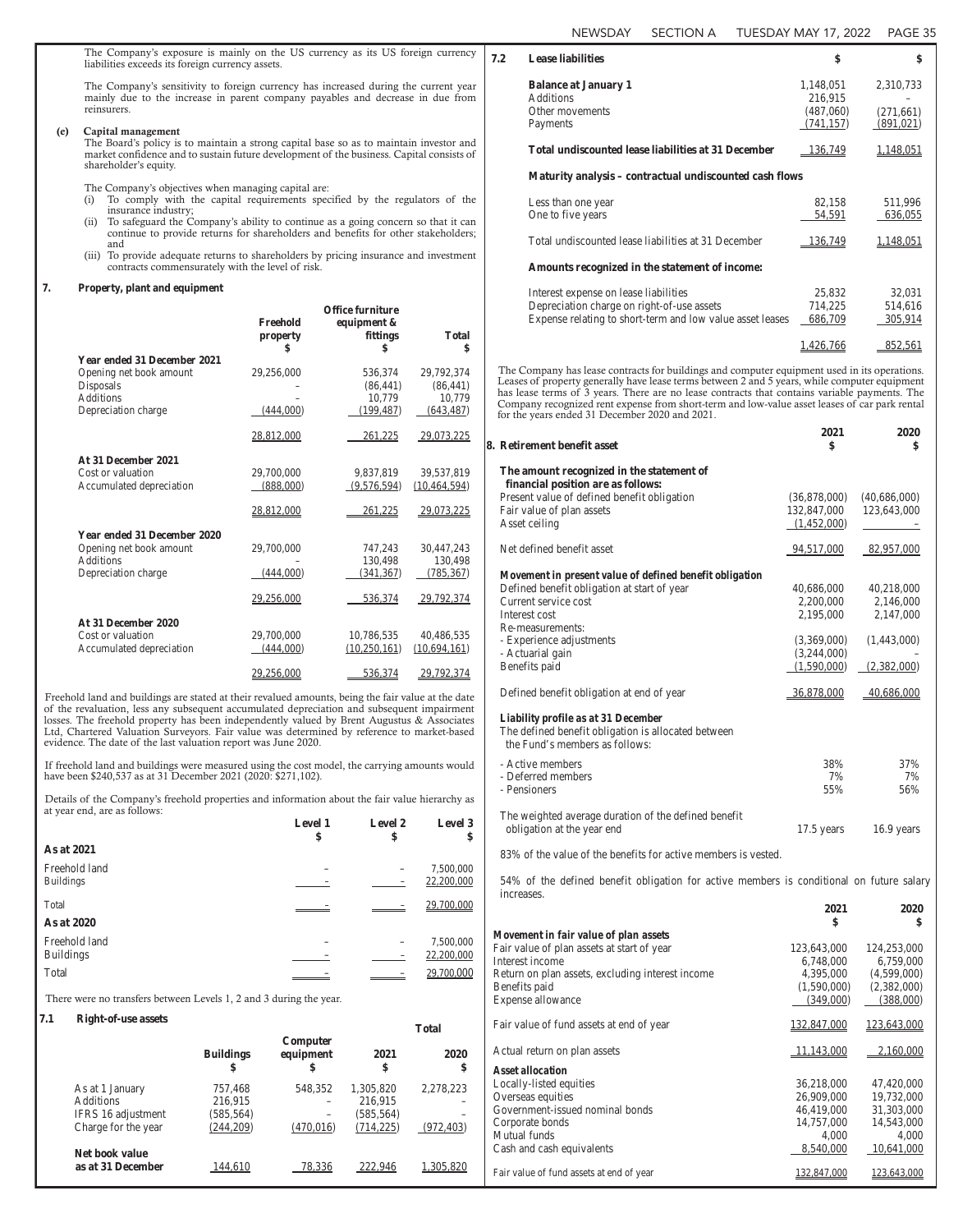The Company's exposure is mainly on the US currency as its US foreign currency liabilities exceeds its foreign currency assets.

The Company's sensitivity to foreign currency has increased during the current year mainly due to the increase in parent company payables and decrease in due from reinsurers.

**(e) Capital management**

The Board's policy is to maintain a strong capital base so as to maintain investor and market confidence and to sustain future development of the business. Capital consists of shareholder's equity.

The Company's objectives when managing capital are:

(i) To comply with the capital requirements specified by the regulators of the insurance industry;
(ii) To safeguard the Company's ability to continue as a going concern so that it can continue to provide returns for shareholders and benefits for other stakeholders; and
(iii) To provide adequate returns to shareholders by pricing insurance and investment contracts commensurately with the level of risk.

## 7. Property, plant and equipment

| | Freehold property $ | Office furniture equipment & fittings $ | Total $ |
|---|---|---|---|
| **Year ended 31 December 2021** | | | |
| Opening net book amount | 29,256,000 | 536,374 | 29,792,374 |
| Disposals | – | (86,441) | (86,441) |
| Additions | – | 10,779 | 10,779 |
| Depreciation charge | (444,000) | (199,487) | (643,487) |
| | 28,812,000 | 261,225 | 29,073,225 |
| **At 31 December 2021** | | | |
| Cost or valuation | 29,700,000 | 9,837,819 | 39,537,819 |
| Accumulated depreciation | (888,000) | (9,576,594) | (10,464,594) |
| | 28,812,000 | 261,225 | 29,073,225 |
| **Year ended 31 December 2020** | | | |
| Opening net book amount | 29,700,000 | 747,243 | 30,447,243 |
| Additions | – | 130,498 | 130,498 |
| Depreciation charge | (444,000) | (341,367) | (785,367) |
| | 29,256,000 | 536,374 | 29,792,374 |
| **At 31 December 2020** | | | |
| Cost or valuation | 29,700,000 | 10,786,535 | 40,486,535 |
| Accumulated depreciation | (444,000) | (10,250,161) | (10,694,161) |
| | 29,256,000 | 536,374 | 29,792,374 |

Freehold land and buildings are stated at their revalued amounts, being the fair value at the date of the revaluation, less any subsequent accumulated depreciation and subsequent impairment losses. The freehold property has been independently valued by Brent Augustus & Associates Ltd, Chartered Valuation Surveyors. Fair value was determined by reference to market-based evidence. The date of the last valuation report was June 2020.

If freehold land and buildings were measured using the cost model, the carrying amounts would have been $240,537 as at 31 December 2021 (2020: $271,102).

Details of the Company's freehold properties and information about the fair value hierarchy as at year end, are as follows:

| | Level 1 $ | Level 2 $ | Level 3 $ |
|---|---|---|---|
| **As at 2021** | | | |
| Freehold land | – | – | 7,500,000 |
| Buildings | – | – | 22,200,000 |
| Total | – | – | 29,700,000 |
| **As at 2020** | | | |
| Freehold land | – | – | 7,500,000 |
| Buildings | – | – | 22,200,000 |
| Total | – | – | 29,700,000 |

There were no transfers between Levels 1, 2 and 3 during the year.

### 7.1 Right-of-use assets

| | Buildings $ | Computer equipment $ | Total 2021 $ | Total 2020 $ |
|---|---|---|---|---|
| As at 1 January | 757,468 | 548,352 | 1,305,820 | 2,278,223 |
| Additions | 216,915 | – | 216,915 | – |
| IFRS 16 adjustment | (585,564) | – | (585,564) | – |
| Charge for the year | (244,209) | (470,016) | (714,225) | (972,403) |
| **Net book value as at 31 December** | 144,610 | 78,336 | 222,946 | 1,305,820 |

### 7.2 Lease liabilities

| | $ | $ |
|---|---|---|
| **Balance at January 1** | 1,148,051 | 2,310,733 |
| Additions | 216,915 | – |
| Other movements | (487,060) | (271,661) |
| Payments | (741,157) | (891,021) |
| **Total undiscounted lease liabilities at 31 December** | 136,749 | 1,148,051 |
| **Maturity analysis – contractual undiscounted cash flows** | | |
| Less than one year | 82,158 | 511,996 |
| One to five years | 54,591 | 636,055 |
| Total undiscounted lease liabilities at 31 December | 136,749 | 1,148,051 |
| **Amounts recognized in the statement of income:** | | |
| Interest expense on lease liabilities | 25,832 | 32,031 |
| Depreciation charge on right-of-use assets | 714,225 | 514,616 |
| Expense relating to short-term and low value asset leases | 686,709 | 305,914 |
| | 1,426,766 | 852,561 |

The Company has lease contracts for buildings and computer equipment used in its operations. Leases of property generally have lease terms between 2 and 5 years, while computer equipment has lease terms of 3 years. There are no lease contracts that contains variable payments. The Company recognized rent expense from short-term and low-value asset leases of car park rental for the years ended 31 December 2020 and 2021.

## 8. Retirement benefit asset

| | 2021 $ | 2020 $ |
|---|---|---|
| **The amount recognized in the statement of financial position are as follows:** | | |
| Present value of defined benefit obligation | (36,878,000) | (40,686,000) |
| Fair value of plan assets | 132,847,000 | 123,643,000 |
| Asset ceiling | (1,452,000) | – |
| Net defined benefit asset | 94,517,000 | 82,957,000 |
| ***Movement in present value of defined benefit obligation*** | | |
| Defined benefit obligation at start of year | 40,686,000 | 40,218,000 |
| Current service cost | 2,200,000 | 2,146,000 |
| Interest cost | 2,195,000 | 2,147,000 |
| Re-measurements: | | |
| - Experience adjustments | (3,369,000) | (1,443,000) |
| - Actuarial gain | (3,244,000) | – |
| Benefits paid | (1,590,000) | (2,382,000) |
| Defined benefit obligation at end of year | 36,878,000 | 40,686,000 |
| ***Liability profile as at 31 December*** | | |
| The defined benefit obligation is allocated between the Fund's members as follows: | | |
| - Active members | 38% | 37% |
| - Deferred members | 7% | 7% |
| - Pensioners | 55% | 56% |
| The weighted average duration of the defined benefit obligation at the year end | 17.5 years | 16.9 years |

83% of the value of the benefits for active members is vested.

54% of the defined benefit obligation for active members is conditional on future salary increases.

| | 2021 $ | 2020 $ |
|---|---|---|
| **Movement in fair value of plan assets** | | |
| Fair value of plan assets at start of year | 123,643,000 | 124,253,000 |
| Interest income | 6,748,000 | 6,759,000 |
| Return on plan assets, excluding interest income | 4,395,000 | (4,599,000) |
| Benefits paid | (1,590,000) | (2,382,000) |
| Expense allowance | (349,000) | (388,000) |
| Fair value of fund assets at end of year | 132,847,000 | 123,643,000 |
| Actual return on plan assets | 11,143,000 | 2,160,000 |
| **Asset allocation** | | |
| Locally-listed equities | 36,218,000 | 47,420,000 |
| Overseas equities | 26,909,000 | 19,732,000 |
| Government-issued nominal bonds | 46,419,000 | 31,303,000 |
| Corporate bonds | 14,757,000 | 14,543,000 |
| Mutual funds | 4,000 | 4,000 |
| Cash and cash equivalents | 8,540,000 | 10,641,000 |
| Fair value of fund assets at end of year | 132,847,000 | 123,643,000 |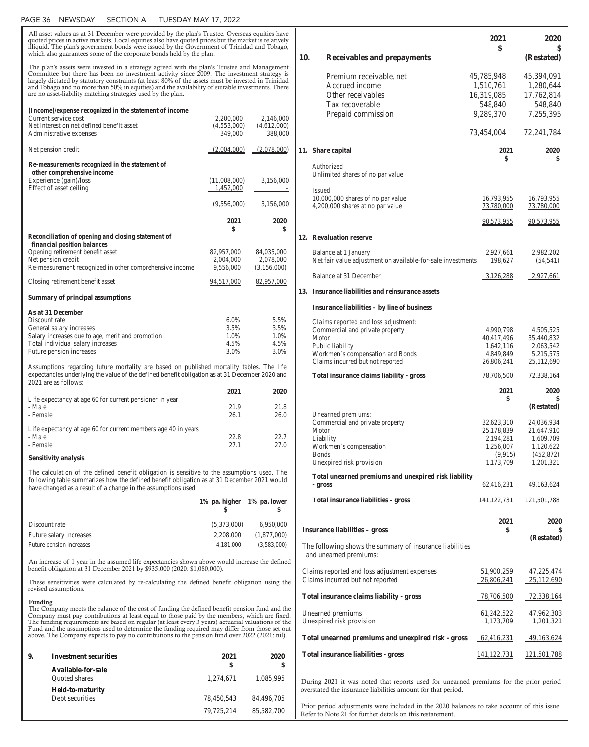All asset values as at 31 December were provided by the plan's Trustee. Overseas equities have quoted prices in active markets. Local equities also have quoted prices but the market is relatively illiquid. The plan's government bonds were issued by the Government of Trinidad and Tobago, which also guarantees some of the corporate bonds held by the plan.

The plan's assets were invested in a strategy agreed with the plan's Trustee and Management Committee but there has been no investment activity since 2009. The investment strategy is largely dictated by statutory constraints (at least 80% of the assets must be invested in Trinidad and Tobago and no more than 50% in equities) and the availability of suitable investments. There are no asset-liability matching strategies used by the plan.

| | 2021 $ | 2020 $ |
|---|---|---|
| ***(Income)/expense recognized in the statement of income*** | | |
| Current service cost | 2,200,000 | 2,146,000 |
| Net interest on net defined benefit asset | (4,553,000) | (4,612,000) |
| Administrative expenses | 349,000 | 388,000 |
| Net pension credit | (2,004,000) | (2,078,000) |
| ***Re-measurements recognized in the statement of other comprehensive income*** | | |
| Experience (gain)/loss | (11,008,000) | 3,156,000 |
| Effect of asset ceiling | 1,452,000 | – |
| | (9,556,000) | 3,156,000 |

| | 2021 $ | 2020 $ |
|---|---|---|
| ***Reconciliation of opening and closing statement of financial position balances*** | | |
| Opening retirement benefit asset | 82,957,000 | 84,035,000 |
| Net pension credit | 2,004,000 | 2,078,000 |
| Re-measurement recognized in other comprehensive income | 9,556,000 | (3,156,000) |
| Closing retirement benefit asset | 94,517,000 | 82,957,000 |

**Summary of principal assumptions**

| As at 31 December | 2021 | 2020 |
|---|---|---|
| Discount rate | 6.0% | 5.5% |
| General salary increases | 3.5% | 3.5% |
| Salary increases due to age, merit and promotion | 1.0% | 1.0% |
| Total individual salary increases | 4.5% | 4.5% |
| Future pension increases | 3.0% | 3.0% |

Assumptions regarding future mortality are based on published mortality tables. The life expectancies underlying the value of the defined benefit obligation as at 31 December 2020 and 2021 are as follows:

| | 2021 | 2020 |
|---|---|---|
| Life expectancy at age 60 for current pensioner in year | | |
| - Male | 21.9 | 21.8 |
| - Female | 26.1 | 26.0 |
| Life expectancy at age 60 for current members age 40 in years | | |
| - Male | 22.8 | 22.7 |
| - Female | 27.1 | 27.0 |

**Sensitivity analysis**

The calculation of the defined benefit obligation is sensitive to the assumptions used. The following table summarizes how the defined benefit obligation as at 31 December 2021 would have changed as a result of a change in the assumptions used.

| | 1% pa. higher $ | 1% pa. lower $ |
|---|---|---|
| Discount rate | (5,373,000) | 6,950,000 |
| Future salary increases | 2,208,000 | (1,877,000) |
| Future pension increases | 4,181,000 | (3,583,000) |

An increase of 1 year in the assumed life expectancies shown above would increase the defined benefit obligation at 31 December 2021 by $935,000 (2020: $1,080,000).

These sensitivities were calculated by re-calculating the defined benefit obligation using the revised assumptions.

**Funding**

The Company meets the balance of the cost of funding the defined benefit pension fund and the Company must pay contributions at least equal to those paid by the members, which are fixed. The funding requirements are based on regular (at least every 3 years) actuarial valuations of the Fund and the assumptions used to determine the funding required may differ from those set out above. The Company expects to pay no contributions to the pension fund over 2022 (2021: nil).

## 9. Investment securities

| | 2021 $ | 2020 $ |
|---|---|---|
| **Available-for-sale** | | |
| Quoted shares | 1,274,671 | 1,085,995 |
| **Held-to-maturity** | | |
| Debt securities | 78,450,543 | 84,496,705 |
| | 79,725,214 | 85,582,700 |

## 10. Receivables and prepayments

| | 2021 $ | 2020 $ (Restated) |
|---|---|---|
| Premium receivable, net | 45,785,948 | 45,394,091 |
| Accrued income | 1,510,761 | 1,280,644 |
| Other receivables | 16,319,085 | 17,762,814 |
| Tax recoverable | 548,840 | 548,840 |
| Prepaid commission | 9,289,370 | 7,255,395 |
| | 73,454,004 | 72,241,784 |

## 11. Share capital

| | 2021 $ | 2020 $ |
|---|---|---|
| *Authorized* | | |
| Unlimited shares of no par value | | |
| *Issued* | | |
| 10,000,000 shares of no par value | 16,793,955 | 16,793,955 |
| 4,200,000 shares at no par value | 73,780,000 | 73,780,000 |
| | 90,573,955 | 90,573,955 |

## 12. Revaluation reserve

| | 2021 | 2020 |
|---|---|---|
| Balance at 1 January | 2,927,661 | 2,982,202 |
| Net fair value adjustment on available-for-sale investments | 198,627 | (54,541) |
| Balance at 31 December | 3,126,288 | 2,927,661 |

## 13. Insurance liabilities and reinsurance assets

**Insurance liabilities – by line of business**

| | 2021 | 2020 |
|---|---|---|
| *Claims reported and loss adjustment:* | | |
| Commercial and private property | 4,990,798 | 4,505,525 |
| Motor | 40,417,496 | 35,440,832 |
| Public liability | 1,642,116 | 2,063,542 |
| Workmen's compensation and Bonds | 4,849,849 | 5,215,575 |
| Claims incurred but not reported | 26,806,241 | 25,112,690 |
| **Total insurance claims liability - gross** | 78,706,500 | 72,338,164 |

| | 2021 $ | 2020 $ (Restated) |
|---|---|---|
| *Unearned premiums:* | | |
| Commercial and private property | 32,623,310 | 24,036,934 |
| Motor | 25,178,839 | 21,647,910 |
| Liability | 2,194,281 | 1,609,709 |
| Workmen's compensation | 1,256,007 | 1,120,622 |
| Bonds | (9,915) | (452,872) |
| Unexpired risk provision | 1,173,709 | 1,201,321 |
| **Total unearned premiums and unexpired risk liability - gross** | 62,416,231 | 49,163,624 |
| **Total insurance liabilities – gross** | 141,122,731 | 121,501,788 |

| **Insurance liabilities – gross** | 2021 $ | 2020 $ (Restated) |
|---|---|---|
| The following shows the summary of insurance liabilities and unearned premiums: | | |
| Claims reported and loss adjustment expenses | 51,900,259 | 47,225,474 |
| Claims incurred but not reported | 26,806,241 | 25,112,690 |
| **Total insurance claims liability - gross** | 78,706,500 | 72,338,164 |
| Unearned premiums | 61,242,522 | 47,962,303 |
| Unexpired risk provision | 1,173,709 | 1,201,321 |
| **Total unearned premiums and unexpired risk - gross** | 62,416,231 | 49,163,624 |
| **Total insurance liabilities - gross** | 141,122,731 | 121,501,788 |

During 2021 it was noted that reports used for unearned premiums for the prior period overstated the insurance liabilities amount for that period.

Prior period adjustments were included in the 2020 balances to take account of this issue. Refer to Note 21 for further details on this restatement.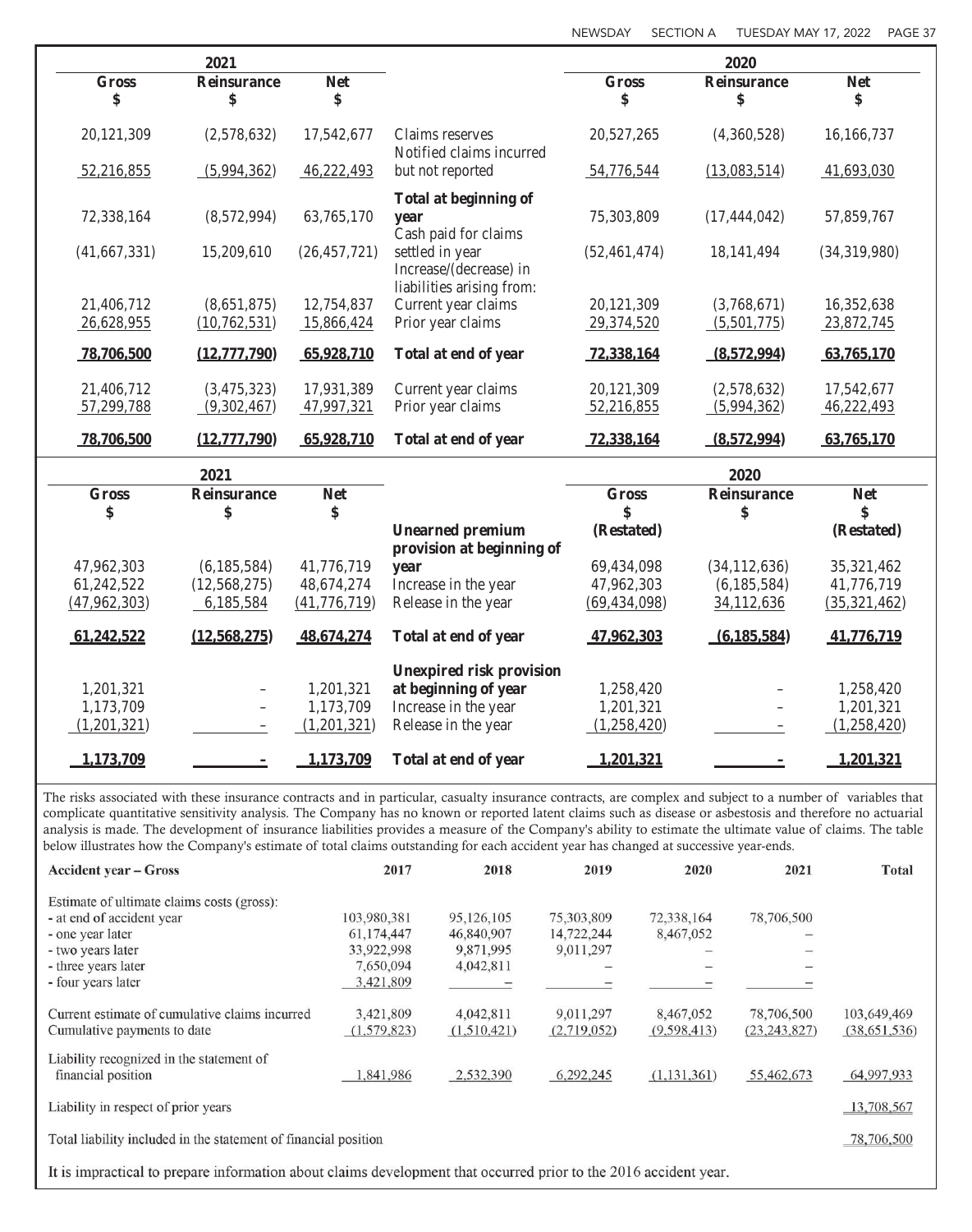| 2021 | | | | 2020 | | |
|---|---|---|---|---|---|---|
| Gross $ | Reinsurance $ | Net $ | | Gross $ | Reinsurance $ | Net $ |
| 20,121,309 | (2,578,632) | 17,542,677 | Claims reserves | 20,527,265 | (4,360,528) | 16,166,737 |
| 52,216,855 | (5,994,362) | 46,222,493 | Notified claims incurred but not reported | 54,776,544 | (13,083,514) | 41,693,030 |
| 72,338,164 | (8,572,994) | 63,765,170 | **Total at beginning of year** | 75,303,809 | (17,444,042) | 57,859,767 |
| (41,667,331) | 15,209,610 | (26,457,721) | Cash paid for claims settled in year | (52,461,474) | 18,141,494 | (34,319,980) |
| | | | Increase/(decrease) in liabilities arising from: | | | |
| 21,406,712 | (8,651,875) | 12,754,837 | Current year claims | 20,121,309 | (3,768,671) | 16,352,638 |
| 26,628,955 | (10,762,531) | 15,866,424 | Prior year claims | 29,374,520 | (5,501,775) | 23,872,745 |
| **78,706,500** | **(12,777,790)** | **65,928,710** | **Total at end of year** | **72,338,164** | **(8,572,994)** | **63,765,170** |
| 21,406,712 | (3,475,323) | 17,931,389 | Current year claims | 20,121,309 | (2,578,632) | 17,542,677 |
| 57,299,788 | (9,302,467) | 47,997,321 | Prior year claims | 52,216,855 | (5,994,362) | 46,222,493 |
| **78,706,500** | **(12,777,790)** | **65,928,710** | **Total at end of year** | **72,338,164** | **(8,572,994)** | **63,765,170** |

| 2021 | | | | 2020 | | |
|---|---|---|---|---|---|---|
| Gross $ | Reinsurance $ | Net $ | | Gross $ (Restated) | Reinsurance $ | Net $ (Restated) |
| 47,962,303 | (6,185,584) | 41,776,719 | **Unearned premium provision at beginning of year** | 69,434,098 | (34,112,636) | 35,321,462 |
| 61,242,522 | (12,568,275) | 48,674,274 | Increase in the year | 47,962,303 | (6,185,584) | 41,776,719 |
| (47,962,303) | 6,185,584 | (41,776,719) | Release in the year | (69,434,098) | 34,112,636 | (35,321,462) |
| **61,242,522** | **(12,568,275)** | **48,674,274** | **Total at end of year** | **47,962,303** | **(6,185,584)** | **41,776,719** |
| 1,201,321 | – | 1,201,321 | **Unexpired risk provision at beginning of year** | 1,258,420 | – | 1,258,420 |
| 1,173,709 | – | 1,173,709 | Increase in the year | 1,201,321 | – | 1,201,321 |
| (1,201,321) | – | (1,201,321) | Release in the year | (1,258,420) | – | (1,258,420) |
| **1,173,709** | **–** | **1,173,709** | **Total at end of year** | **1,201,321** | **–** | **1,201,321** |

The risks associated with these insurance contracts and in particular, casualty insurance contracts, are complex and subject to a number of variables that complicate quantitative sensitivity analysis. The Company has no known or reported latent claims such as disease or asbestosis and therefore no actuarial analysis is made. The development of insurance liabilities provides a measure of the Company's ability to estimate the ultimate value of claims. The table below illustrates how the Company's estimate of total claims outstanding for each accident year has changed at successive year-ends.

| Accident year – Gross | 2017 | 2018 | 2019 | 2020 | 2021 | Total |
|---|---|---|---|---|---|---|
| Estimate of ultimate claims costs (gross): | | | | | | |
| - at end of accident year | 103,980,381 | 95,126,105 | 75,303,809 | 72,338,164 | 78,706,500 | |
| - one year later | 61,174,447 | 46,840,907 | 14,722,244 | 8,467,052 | – | |
| - two years later | 33,922,998 | 9,871,995 | 9,011,297 | – | – | |
| - three years later | 7,650,094 | 4,042,811 | – | – | – | |
| - four years later | 3,421,809 | – | – | – | – | |
| Current estimate of cumulative claims incurred | 3,421,809 | 4,042,811 | 9,011,297 | 8,467,052 | 78,706,500 | 103,649,469 |
| Cumulative payments to date | (1,579,823) | (1,510,421) | (2,719,052) | (9,598,413) | (23,243,827) | (38,651,536) |
| Liability recognized in the statement of financial position | 1,841,986 | 2,532,390 | 6,292,245 | (1,131,361) | 55,462,673 | 64,997,933 |
| Liability in respect of prior years | | | | | | 13,708,567 |
| Total liability included in the statement of financial position | | | | | | 78,706,500 |

It is impractical to prepare information about claims development that occurred prior to the 2016 accident year.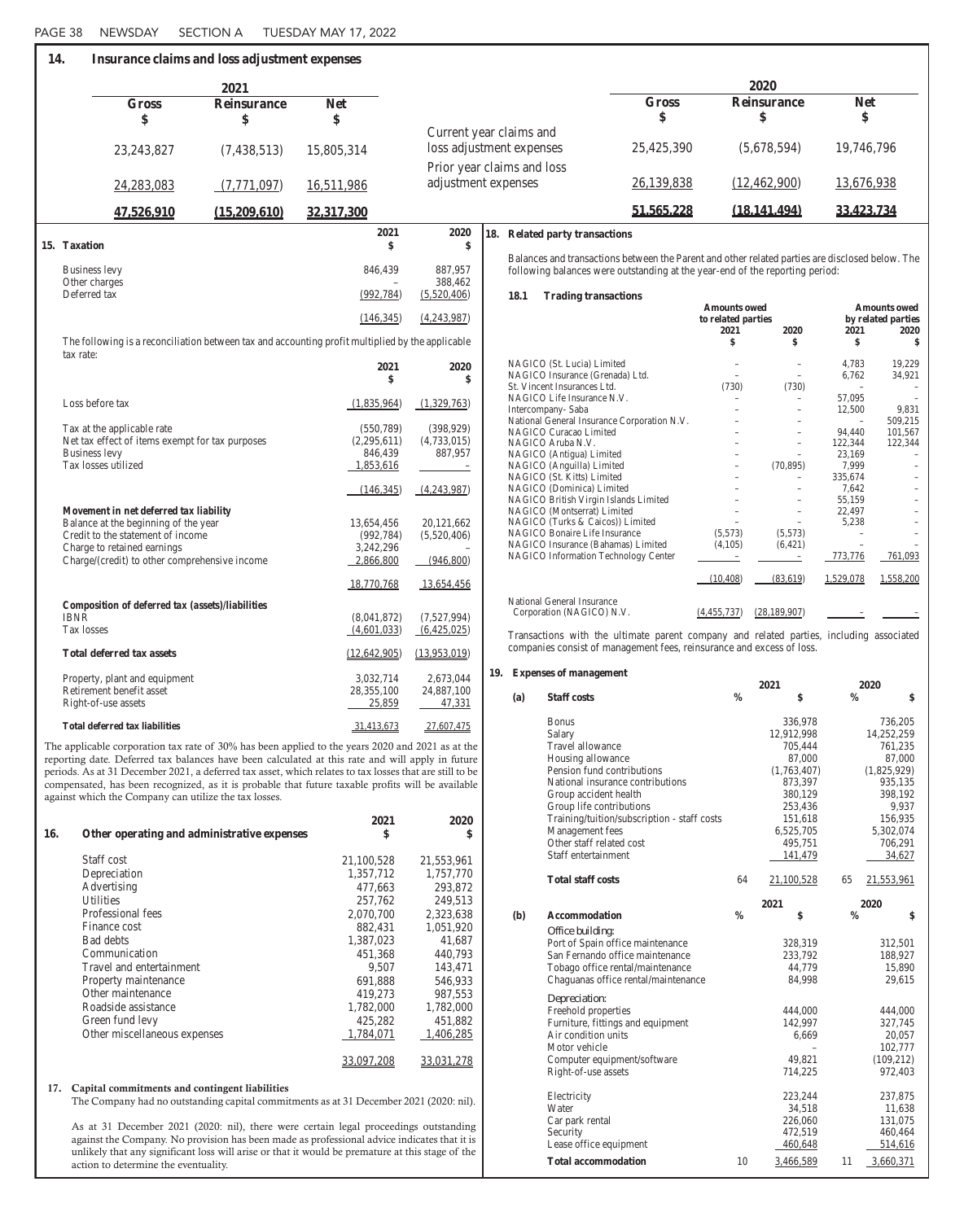## 14. Insurance claims and loss adjustment expenses

| 2021 Gross $ | 2021 Reinsurance $ | 2021 Net $ | | 2020 Gross $ | 2020 Reinsurance $ | 2020 Net $ |
|---|---|---|---|---|---|---|
| 23,243,827 | (7,438,513) | 15,805,314 | Current year claims and loss adjustment expenses | 25,425,390 | (5,678,594) | 19,746,796 |
| 24,283,083 | (7,771,097) | 16,511,986 | Prior year claims and loss adjustment expenses | 26,139,838 | (12,462,900) | 13,676,938 |
| **47,526,910** | **(15,209,610)** | **32,317,300** | | **51,565,228** | **(18,141,494)** | **33,423,734** |

## 15. Taxation

| | 2021 $ | 2020 $ |
|---|---|---|
| Business levy | 846,439 | 887,957 |
| Other charges | – | 388,462 |
| Deferred tax | (992,784) | (5,520,406) |
| | (146,345) | (4,243,987) |

The following is a reconciliation between tax and accounting profit multiplied by the applicable tax rate:

| | 2021 $ | 2020 $ |
|---|---|---|
| Loss before tax | (1,835,964) | (1,329,763) |
| Tax at the applicable rate | (550,789) | (398,929) |
| Net tax effect of items exempt for tax purposes | (2,295,611) | (4,733,015) |
| Business levy | 846,439 | 887,957 |
| Tax losses utilized | 1,853,616 | – |
| | (146,345) | (4,243,987) |
| **Movement in net deferred tax liability** | | |
| Balance at the beginning of the year | 13,654,456 | 20,121,662 |
| Credit to the statement of income | (992,784) | (5,520,406) |
| Charge to retained earnings | 3,242,296 | – |
| Charge/(credit) to other comprehensive income | 2,866,800 | (946,800) |
| | 18,770,768 | 13,654,456 |
| **Composition of deferred tax (assets)/liabilities** | | |
| IBNR | (8,041,872) | (7,527,994) |
| Tax losses | (4,601,033) | (6,425,025) |
| **Total deferred tax assets** | (12,642,905) | (13,953,019) |
| Property, plant and equipment | 3,032,714 | 2,673,044 |
| Retirement benefit asset | 28,355,100 | 24,887,100 |
| Right-of-use assets | 25,859 | 47,331 |
| **Total deferred tax liabilities** | 31,413,673 | 27,607,475 |

The applicable corporation tax rate of 30% has been applied to the years 2020 and 2021 as at the reporting date. Deferred tax balances have been calculated at this rate and will apply in future periods. As at 31 December 2021, a deferred tax asset, which relates to tax losses that are still to be compensated, has been recognized, as it is probable that future taxable profits will be available against which the Company can utilize the tax losses.

## 16. Other operating and administrative expenses

| | 2021 $ | 2020 $ |
|---|---|---|
| Staff cost | 21,100,528 | 21,553,961 |
| Depreciation | 1,357,712 | 1,757,770 |
| Advertising | 477,663 | 293,872 |
| Utilities | 257,762 | 249,513 |
| Professional fees | 2,070,700 | 2,323,638 |
| Finance cost | 882,431 | 1,051,920 |
| Bad debts | 1,387,023 | 41,687 |
| Communication | 451,368 | 440,793 |
| Travel and entertainment | 9,507 | 143,471 |
| Property maintenance | 691,888 | 546,933 |
| Other maintenance | 419,273 | 987,553 |
| Roadside assistance | 1,782,000 | 1,782,000 |
| Green fund levy | 425,282 | 451,882 |
| Other miscellaneous expenses | 1,784,071 | 1,406,285 |
| | 33,097,208 | 33,031,278 |

## 17. Capital commitments and contingent liabilities

The Company had no outstanding capital commitments as at 31 December 2021 (2020: nil).

As at 31 December 2021 (2020: nil), there were certain legal proceedings outstanding against the Company. No provision has been made as professional advice indicates that it is unlikely that any significant loss will arise or that it would be premature at this stage of the action to determine the eventuality.

## 18. Related party transactions

Balances and transactions between the Parent and other related parties are disclosed below. The following balances were outstanding at the year-end of the reporting period:

### 18.1 Trading transactions

| | Amounts owed to related parties 2021 $ | Amounts owed to related parties 2020 $ | Amounts owed by related parties 2021 $ | Amounts owed by related parties 2020 $ |
|---|---|---|---|---|
| NAGICO (St. Lucia) Limited | – | – | 4,783 | 19,229 |
| NAGICO Insurance (Grenada) Ltd. | – | – | 6,762 | 34,921 |
| St. Vincent Insurances Ltd. | (730) | (730) | – | – |
| NAGICO Life Insurance N.V. | – | – | 57,095 | – |
| Intercompany- Saba | – | – | 12,500 | 9,831 |
| National General Insurance Corporation N.V. | – | – | – | 509,215 |
| NAGICO Curacao Limited | – | – | 94,440 | 101,567 |
| NAGICO Aruba N.V. | – | – | 122,344 | 122,344 |
| NAGICO (Antigua) Limited | – | – | 23,169 | – |
| NAGICO (Anguilla) Limited | – | (70,895) | 7,999 | – |
| NAGICO (St. Kitts) Limited | – | – | 335,674 | – |
| NAGICO (Dominica) Limited | – | – | 7,642 | – |
| NAGICO British Virgin Islands Limited | – | – | 55,159 | – |
| NAGICO (Montserrat) Limited | – | – | 22,497 | – |
| NAGICO (Turks & Caicos)) Limited | – | – | 5,238 | – |
| NAGICO Bonaire Life Insurance | (5,573) | (5,573) | – | – |
| NAGICO Insurance (Bahamas) Limited | (4,105) | (6,421) | – | – |
| NAGICO Information Technology Center | – | – | 773,776 | 761,093 |
| | (10,408) | (83,619) | 1,529,078 | 1,558,200 |
| National General Insurance Corporation (NAGICO) N.V. | (4,455,737) | (28,189,907) | – | – |

Transactions with the ultimate parent company and related parties, including associated companies consist of management fees, reinsurance and excess of loss.

## 19. Expenses of management

| (a) Staff costs | 2021 % | 2021 $ | 2020 % | 2020 $ |
|---|---|---|---|---|
| Bonus | | 336,978 | | 736,205 |
| Salary | | 12,912,998 | | 14,252,259 |
| Travel allowance | | 705,444 | | 761,235 |
| Housing allowance | | 87,000 | | 87,000 |
| Pension fund contributions | | (1,763,407) | | (1,825,929) |
| National insurance contributions | | 873,397 | | 935,135 |
| Group accident health | | 380,129 | | 398,192 |
| Group life contributions | | 253,436 | | 9,937 |
| Training/tuition/subscription - staff costs | | 151,618 | | 156,935 |
| Management fees | | 6,525,705 | | 5,302,074 |
| Other staff related cost | | 495,751 | | 706,291 |
| Staff entertainment | | 141,479 | | 34,627 |
| **Total staff costs** | 64 | 21,100,528 | 65 | 21,553,961 |

| (b) Accommodation | 2021 % | 2021 $ | 2020 % | 2020 $ |
|---|---|---|---|---|
| *Office building:* | | | | |
| Port of Spain office maintenance | | 328,319 | | 312,501 |
| San Fernando office maintenance | | 233,792 | | 188,927 |
| Tobago office rental/maintenance | | 44,779 | | 15,890 |
| Chaguanas office rental/maintenance | | 84,998 | | 29,615 |
| *Depreciation:* | | | | |
| Freehold properties | | 444,000 | | 444,000 |
| Furniture, fittings and equipment | | 142,997 | | 327,745 |
| Air condition units | | 6,669 | | 20,057 |
| Motor vehicle | | – | | 102,777 |
| Computer equipment/software | | 49,821 | | (109,212) |
| Right-of-use assets | | 714,225 | | 972,403 |
| Electricity | | 223,244 | | 237,875 |
| Water | | 34,518 | | 11,638 |
| Car park rental | | 226,060 | | 131,075 |
| Security | | 472,519 | | 460,464 |
| Lease office equipment | | 460,648 | | 514,616 |
| **Total accommodation** | 10 | 3,466,589 | 11 | 3,660,371 |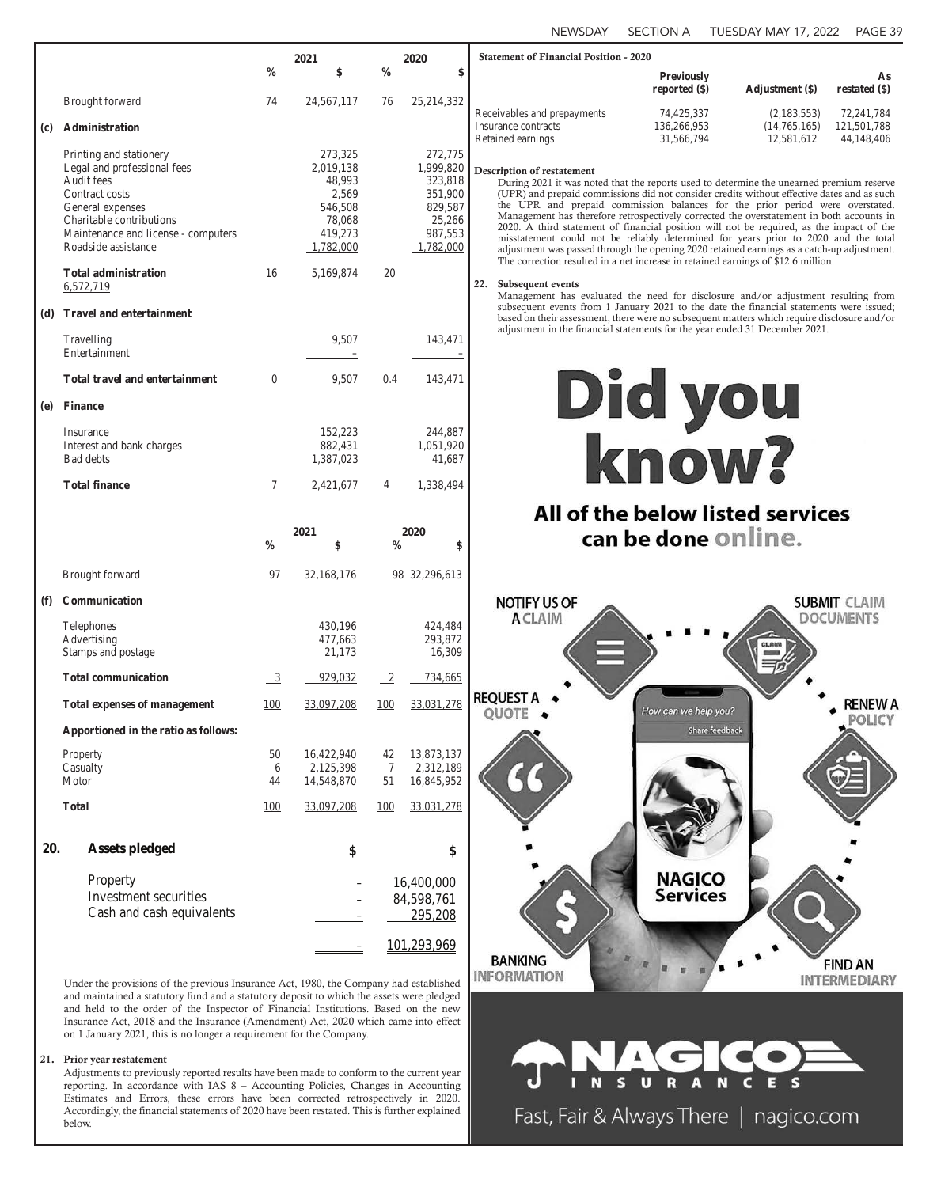| | % | 2021 $ | % | 2020 $ |
|---|---|---|---|---|
| Brought forward | 74 | 24,567,117 | 76 | 25,214,332 |
| **(c) Administration** | | | | |
| Printing and stationery | | 273,325 | | 272,775 |
| Legal and professional fees | | 2,019,138 | | 1,999,820 |
| Audit fees | | 48,993 | | 323,818 |
| Contract costs | | 2,569 | | 351,900 |
| General expenses | | 546,508 | | 829,587 |
| Charitable contributions | | 78,068 | | 25,266 |
| Maintenance and license - computers | | 419,273 | | 987,553 |
| Roadside assistance | | 1,782,000 | | 1,782,000 |
| **Total administration** | 16 | 5,169,874 | 20 | 6,572,719 |
| **(d) Travel and entertainment** | | | | |
| Travelling | | 9,507 | | 143,471 |
| Entertainment | | - | | - |
| **Total travel and entertainment** | 0 | 9,507 | 0.4 | 143,471 |
| **(e) Finance** | | | | |
| Insurance | | 152,223 | | 244,887 |
| Interest and bank charges | | 882,431 | | 1,051,920 |
| Bad debts | | 1,387,023 | | 41,687 |
| **Total finance** | 7 | 2,421,677 | 4 | 1,338,494 |

| | % | 2021 $ | % | 2020 $ |
|---|---|---|---|---|
| Brought forward | 97 | 32,168,176 | 98 | 32,296,613 |
| **(f) Communication** | | | | |
| Telephones | | 430,196 | | 424,484 |
| Advertising | | 477,663 | | 293,872 |
| Stamps and postage | | 21,173 | | 16,309 |
| **Total communication** | 3 | 929,032 | 2 | 734,665 |
| **Total expenses of management** | 100 | 33,097,208 | 100 | 33,031,278 |
| **Apportioned in the ratio as follows:** | | | | |
| Property | 50 | 16,422,940 | 42 | 13,873,137 |
| Casualty | 6 | 2,125,398 | 7 | 2,312,189 |
| Motor | 44 | 14,548,870 | 51 | 16,845,952 |
| **Total** | 100 | 33,097,208 | 100 | 33,031,278 |

## 20. Assets pledged

| | $ | $ |
|---|---|---|
| Property | - | 16,400,000 |
| Investment securities | - | 84,598,761 |
| Cash and cash equivalents | - | 295,208 |
| | - | 101,293,969 |

Under the provisions of the previous Insurance Act, 1980, the Company had established and maintained a statutory fund and a statutory deposit to which the assets were pledged and held to the order of the Inspector of Financial Institutions. Based on the new Insurance Act, 2018 and the Insurance (Amendment) Act, 2020 which came into effect on 1 January 2021, this is no longer a requirement for the Company.

## 21. Prior year restatement

Adjustments to previously reported results have been made to conform to the current year reporting. In accordance with IAS 8 – Accounting Policies, Changes in Accounting Estimates and Errors, these errors have been corrected retrospectively in 2020. Accordingly, the financial statements of 2020 have been restated. This is further explained below.

**Statement of Financial Position - 2020**

| | Previously reported ($) | Adjustment ($) | As restated ($) |
|---|---|---|---|
| Receivables and prepayments | 74,425,337 | (2,183,553) | 72,241,784 |
| Insurance contracts | 136,266,953 | (14,765,165) | 121,501,788 |
| Retained earnings | 31,566,794 | 12,581,612 | 44,148,406 |

**Description of restatement**

During 2021 it was noted that the reports used to determine the unearned premium reserve (UPR) and prepaid commissions did not consider credits without effective dates and as such the UPR and prepaid commission balances for the prior period were overstated. Management has therefore retrospectively corrected the overstatement in both accounts in 2020. A third statement of financial position will not be required, as the impact of the misstatement could not be reliably determined for years prior to 2020 and the total adjustment was passed through the opening 2020 retained earnings as a catch-up adjustment. The correction resulted in a net increase in retained earnings of $12.6 million.

## 22. Subsequent events

Management has evaluated the need for disclosure and/or adjustment resulting from subsequent events from 1 January 2021 to the date the financial statements were issued; based on their assessment, there were no subsequent matters which require disclosure and/or adjustment in the financial statements for the year ended 31 December 2021.

# Did you know?

## All of the below listed services can be done online.

NOTIFY US OF A CLAIM

SUBMIT CLAIM DOCUMENTS

REQUEST A QUOTE

RENEW A POLICY

BANKING INFORMATION

FIND AN INTERMEDIARY

How can we help you?

Share feedback

NAGICO Services

NAGICO INSURANCES

Fast, Fair & Always There | nagico.com